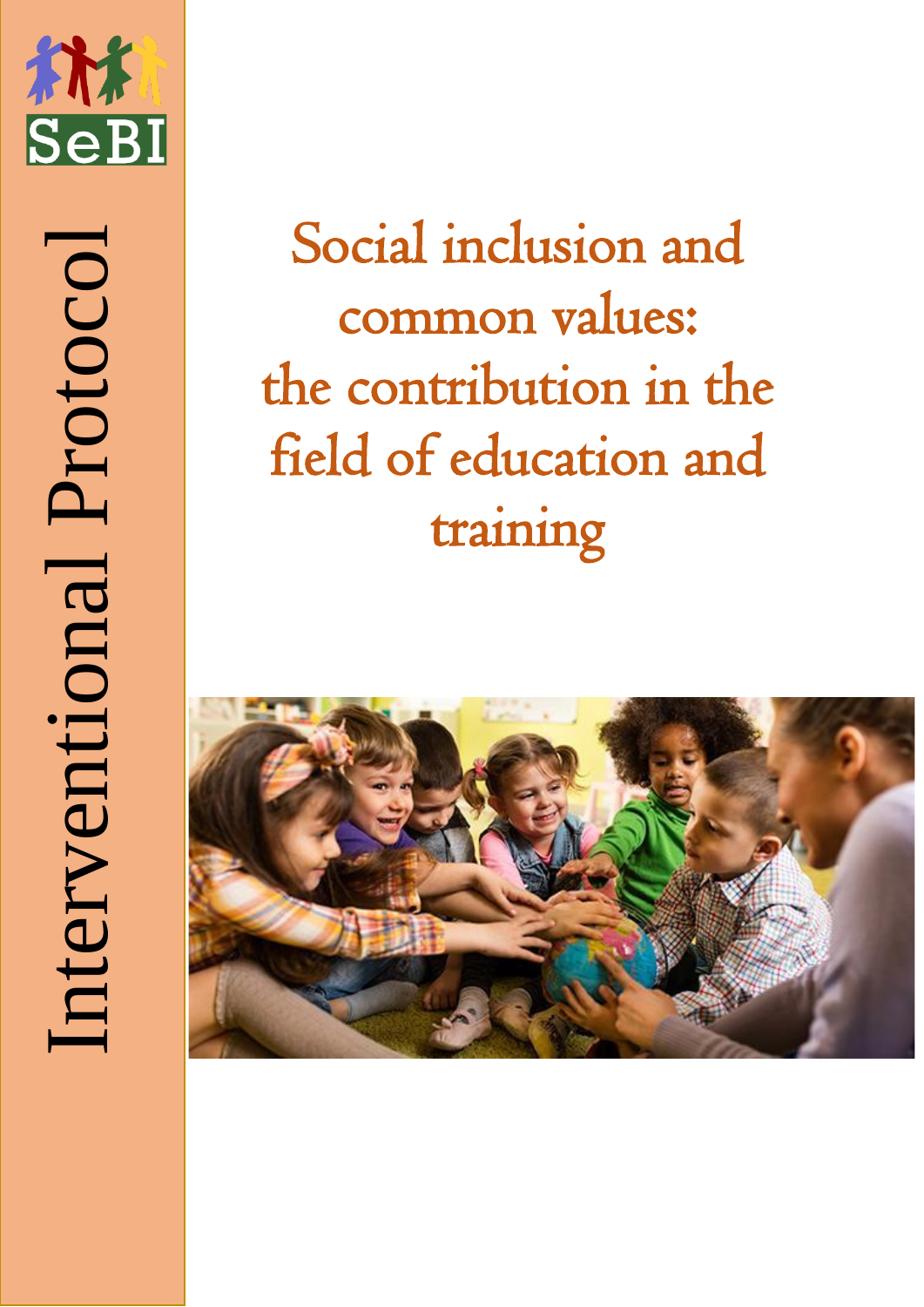SeBI

Interventional Protocol

# Social inclusion and common values: the contribution in the field of education and training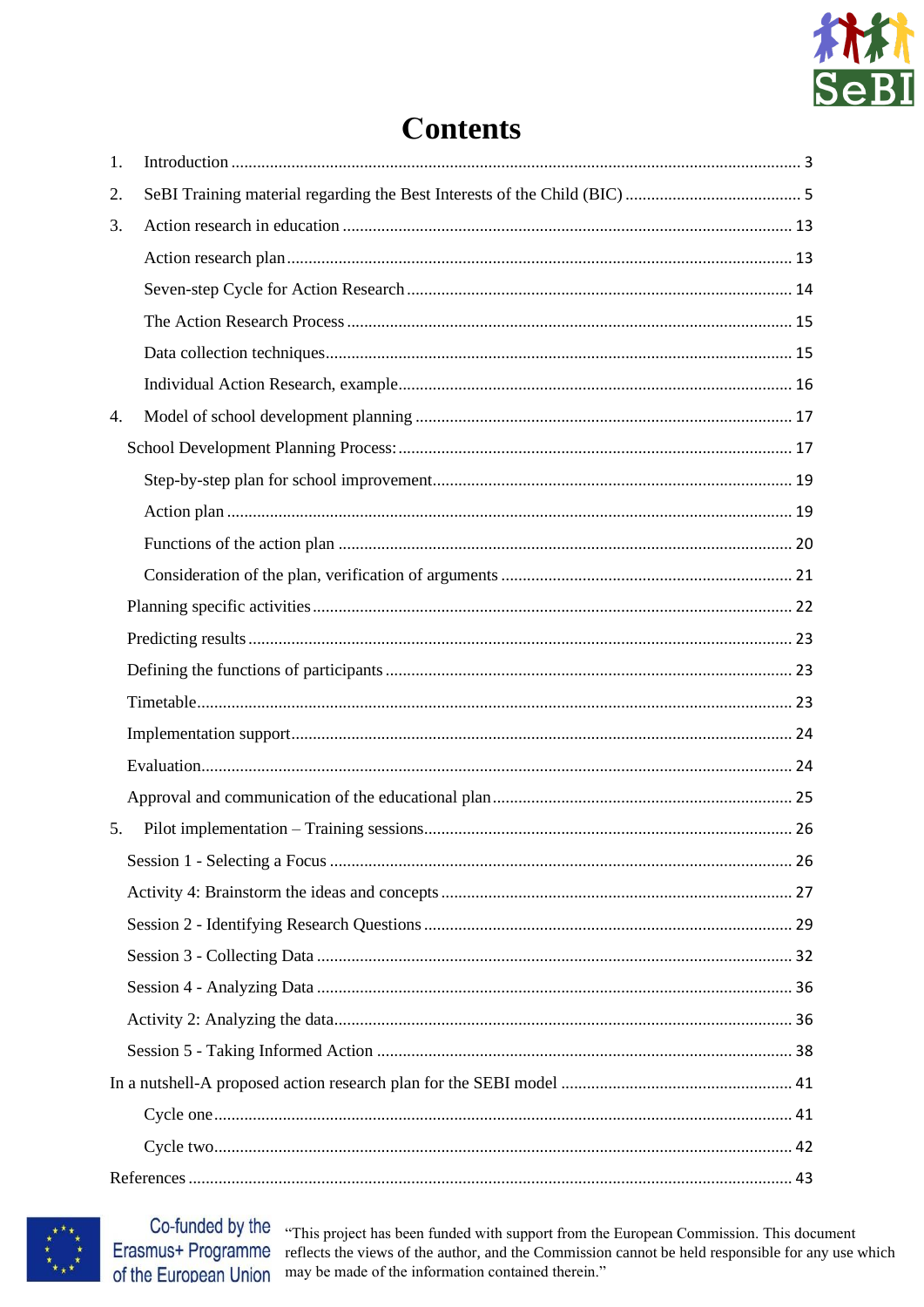# Contents

1. Introduction ........ 3
2. SeBI Training material regarding the Best Interests of the Child (BIC) ........ 5
3. Action research in education ........ 13
   - Action research plan ........ 13
   - Seven-step Cycle for Action Research ........ 14
   - The Action Research Process ........ 15
   - Data collection techniques ........ 15
   - Individual Action Research, example ........ 16
4. Model of school development planning ........ 17
   - School Development Planning Process: ........ 17
     - Step-by-step plan for school improvement ........ 19
     - Action plan ........ 19
     - Functions of the action plan ........ 20
     - Consideration of the plan, verification of arguments ........ 21
   - Planning specific activities ........ 22
   - Predicting results ........ 23
   - Defining the functions of participants ........ 23
   - Timetable ........ 23
   - Implementation support ........ 24
   - Evaluation ........ 24
   - Approval and communication of the educational plan ........ 25
5. Pilot implementation – Training sessions ........ 26
   - Session 1 - Selecting a Focus ........ 26
   - Activity 4: Brainstorm the ideas and concepts ........ 27
   - Session 2 - Identifying Research Questions ........ 29
   - Session 3 - Collecting Data ........ 32
   - Session 4 - Analyzing Data ........ 36
   - Activity 2: Analyzing the data ........ 36
   - Session 5 - Taking Informed Action ........ 38

In a nutshell-A proposed action research plan for the SEBI model ........ 41
   - Cycle one ........ 41
   - Cycle two ........ 42

References ........ 43

“This project has been funded with support from the European Commission. This document reflects the views of the author, and the Commission cannot be held responsible for any use which may be made of the information contained therein.”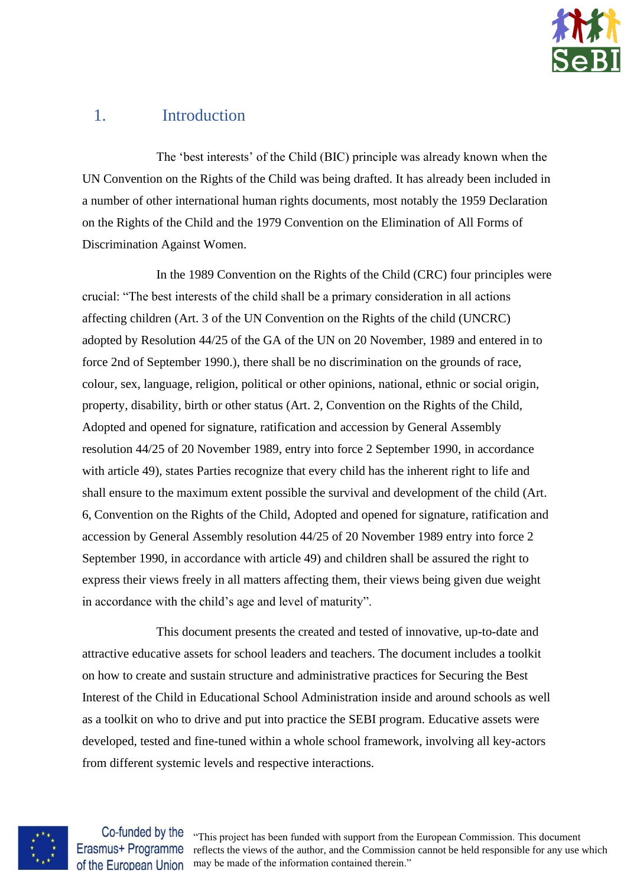# 1. Introduction

The 'best interests' of the Child (BIC) principle was already known when the UN Convention on the Rights of the Child was being drafted. It has already been included in a number of other international human rights documents, most notably the 1959 Declaration on the Rights of the Child and the 1979 Convention on the Elimination of All Forms of Discrimination Against Women.

In the 1989 Convention on the Rights of the Child (CRC) four principles were crucial: "The best interests of the child shall be a primary consideration in all actions affecting children (Art. 3 of the UN Convention on the Rights of the child (UNCRC) adopted by Resolution 44/25 of the GA of the UN on 20 November, 1989 and entered in to force 2nd of September 1990.), there shall be no discrimination on the grounds of race, colour, sex, language, religion, political or other opinions, national, ethnic or social origin, property, disability, birth or other status (Art. 2, Convention on the Rights of the Child, Adopted and opened for signature, ratification and accession by General Assembly resolution 44/25 of 20 November 1989, entry into force 2 September 1990, in accordance with article 49), states Parties recognize that every child has the inherent right to life and shall ensure to the maximum extent possible the survival and development of the child (Art. 6, Convention on the Rights of the Child, Adopted and opened for signature, ratification and accession by General Assembly resolution 44/25 of 20 November 1989 entry into force 2 September 1990, in accordance with article 49) and children shall be assured the right to express their views freely in all matters affecting them, their views being given due weight in accordance with the child's age and level of maturity".

This document presents the created and tested of innovative, up-to-date and attractive educative assets for school leaders and teachers. The document includes a toolkit on how to create and sustain structure and administrative practices for Securing the Best Interest of the Child in Educational School Administration inside and around schools as well as a toolkit on who to drive and put into practice the SEBI program. Educative assets were developed, tested and fine-tuned within a whole school framework, involving all key-actors from different systemic levels and respective interactions.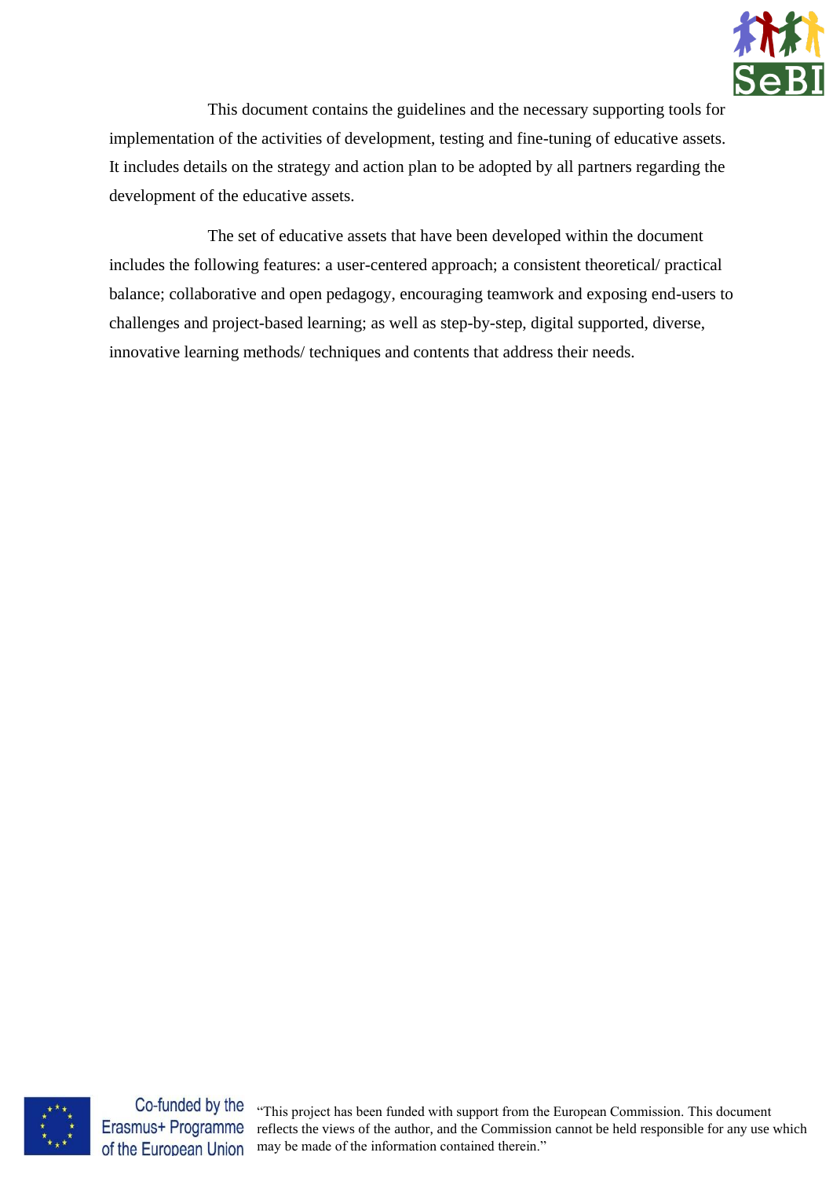This document contains the guidelines and the necessary supporting tools for implementation of the activities of development, testing and fine-tuning of educative assets. It includes details on the strategy and action plan to be adopted by all partners regarding the development of the educative assets.

The set of educative assets that have been developed within the document includes the following features: a user-centered approach; a consistent theoretical/ practical balance; collaborative and open pedagogy, encouraging teamwork and exposing end-users to challenges and project-based learning; as well as step-by-step, digital supported, diverse, innovative learning methods/ techniques and contents that address their needs.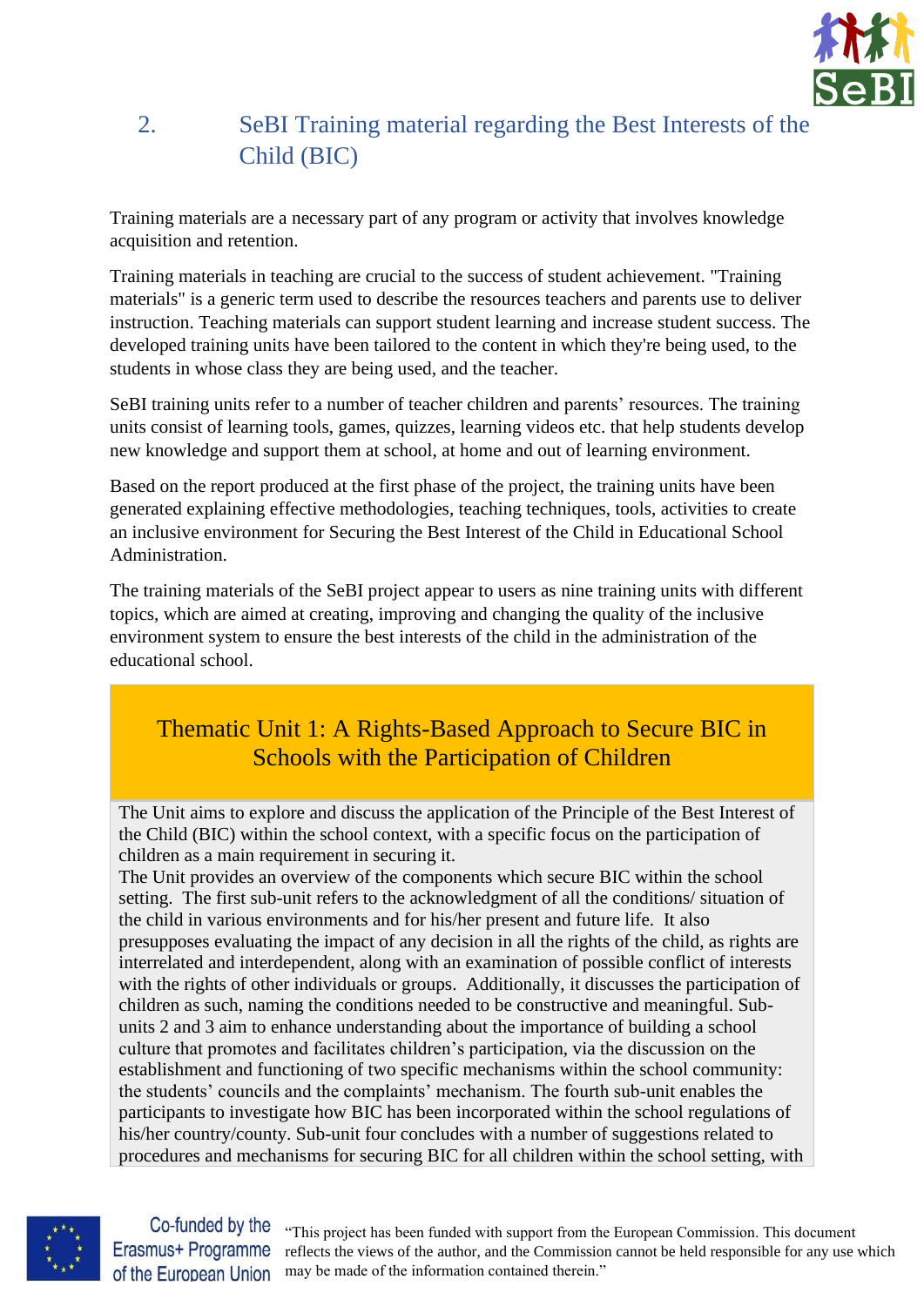## 2. SeBI Training material regarding the Best Interests of the Child (BIC)

Training materials are a necessary part of any program or activity that involves knowledge acquisition and retention.

Training materials in teaching are crucial to the success of student achievement. "Training materials" is a generic term used to describe the resources teachers and parents use to deliver instruction. Teaching materials can support student learning and increase student success. The developed training units have been tailored to the content in which they're being used, to the students in whose class they are being used, and the teacher.

SeBI training units refer to a number of teacher children and parents' resources. The training units consist of learning tools, games, quizzes, learning videos etc. that help students develop new knowledge and support them at school, at home and out of learning environment.

Based on the report produced at the first phase of the project, the training units have been generated explaining effective methodologies, teaching techniques, tools, activities to create an inclusive environment for Securing the Best Interest of the Child in Educational School Administration.

The training materials of the SeBI project appear to users as nine training units with different topics, which are aimed at creating, improving and changing the quality of the inclusive environment system to ensure the best interests of the child in the administration of the educational school.

### Thematic Unit 1: A Rights-Based Approach to Secure BIC in Schools with the Participation of Children

The Unit aims to explore and discuss the application of the Principle of the Best Interest of the Child (BIC) within the school context, with a specific focus on the participation of children as a main requirement in securing it.

The Unit provides an overview of the components which secure BIC within the school setting. The first sub-unit refers to the acknowledgment of all the conditions/ situation of the child in various environments and for his/her present and future life. It also presupposes evaluating the impact of any decision in all the rights of the child, as rights are interrelated and interdependent, along with an examination of possible conflict of interests with the rights of other individuals or groups. Additionally, it discusses the participation of children as such, naming the conditions needed to be constructive and meaningful. Sub-units 2 and 3 aim to enhance understanding about the importance of building a school culture that promotes and facilitates children's participation, via the discussion on the establishment and functioning of two specific mechanisms within the school community: the students' councils and the complaints' mechanism. The fourth sub-unit enables the participants to investigate how BIC has been incorporated within the school regulations of his/her country/county. Sub-unit four concludes with a number of suggestions related to procedures and mechanisms for securing BIC for all children within the school setting, with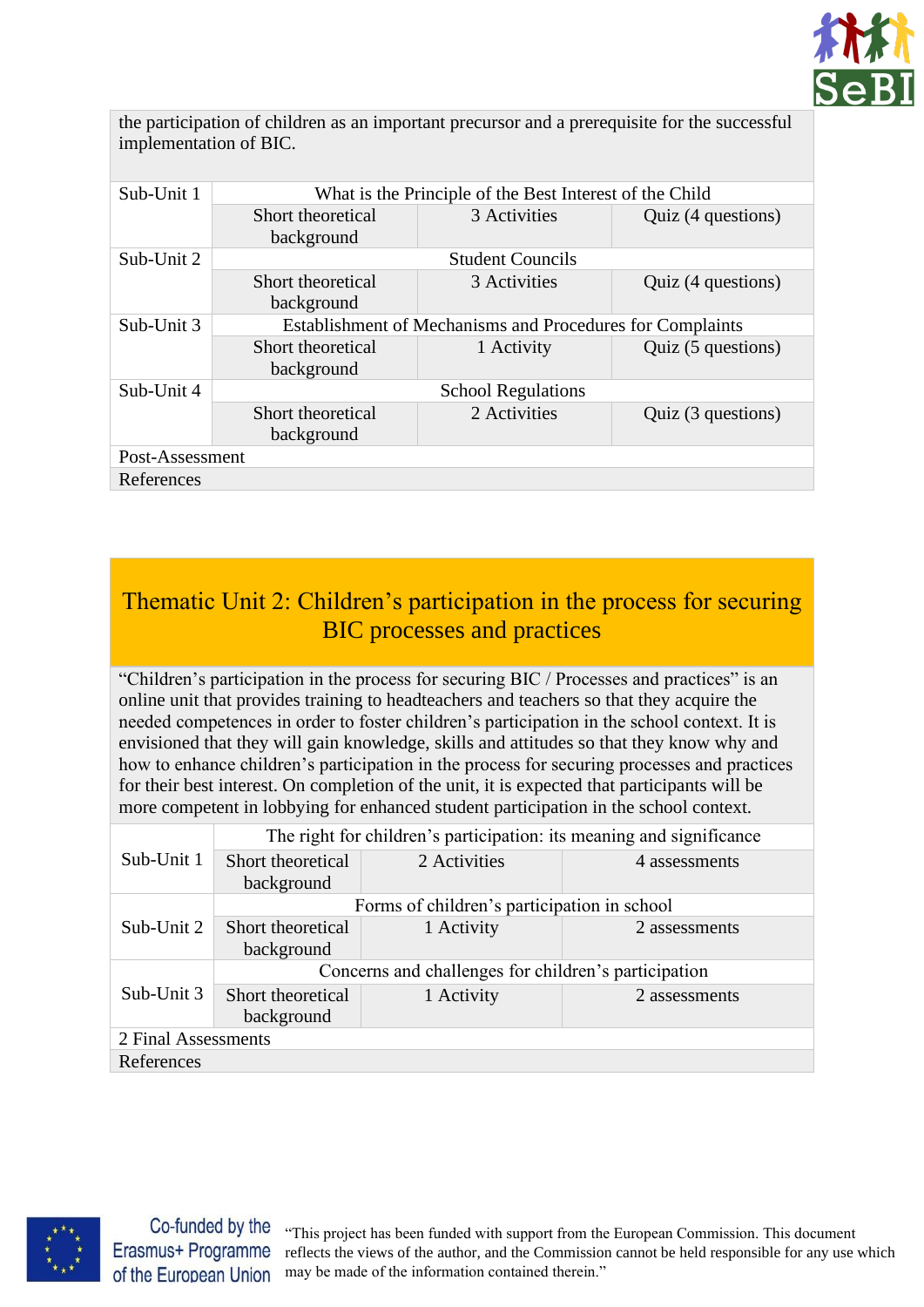the participation of children as an important precursor and a prerequisite for the successful implementation of BIC.

| | | | |
|---|---|---|---|
| Sub-Unit 1 | What is the Principle of the Best Interest of the Child | | |
| | Short theoretical background | 3 Activities | Quiz (4 questions) |
| Sub-Unit 2 | Student Councils | | |
| | Short theoretical background | 3 Activities | Quiz (4 questions) |
| Sub-Unit 3 | Establishment of Mechanisms and Procedures for Complaints | | |
| | Short theoretical background | 1 Activity | Quiz (5 questions) |
| Sub-Unit 4 | School Regulations | | |
| | Short theoretical background | 2 Activities | Quiz (3 questions) |
| Post-Assessment | | | |
| References | | | |

## Thematic Unit 2: Children's participation in the process for securing BIC processes and practices

"Children's participation in the process for securing BIC / Processes and practices" is an online unit that provides training to headteachers and teachers so that they acquire the needed competences in order to foster children's participation in the school context. It is envisioned that they will gain knowledge, skills and attitudes so that they know why and how to enhance children's participation in the process for securing processes and practices for their best interest. On completion of the unit, it is expected that participants will be more competent in lobbying for enhanced student participation in the school context.

| | | | |
|---|---|---|---|
| Sub-Unit 1 | The right for children's participation: its meaning and significance | | |
| | Short theoretical background | 2 Activities | 4 assessments |
| Sub-Unit 2 | Forms of children's participation in school | | |
| | Short theoretical background | 1 Activity | 2 assessments |
| Sub-Unit 3 | Concerns and challenges for children's participation | | |
| | Short theoretical background | 1 Activity | 2 assessments |
| 2 Final Assessments | | | |
| References | | | |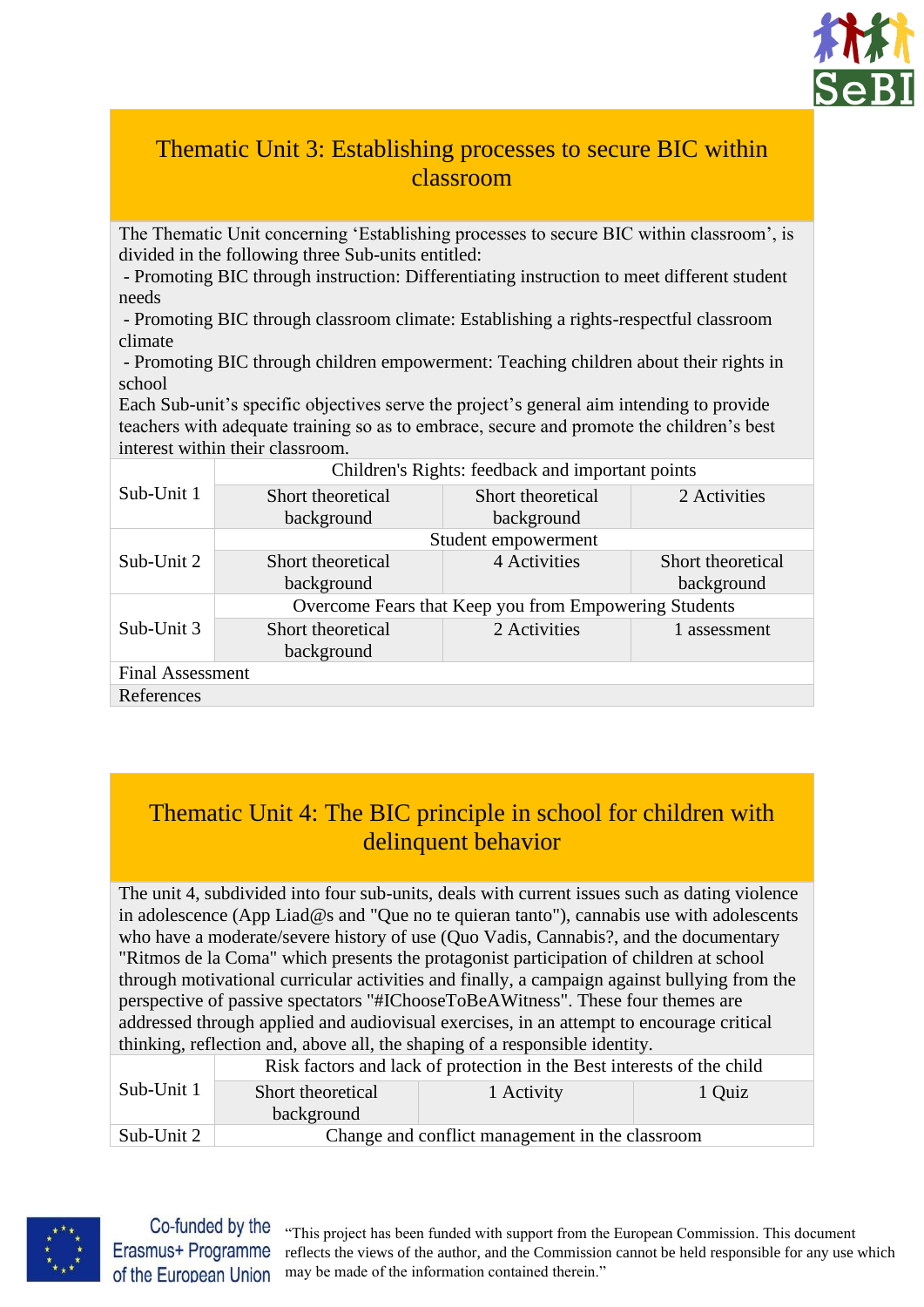## Thematic Unit 3: Establishing processes to secure BIC within classroom

The Thematic Unit concerning 'Establishing processes to secure BIC within classroom', is divided in the following three Sub-units entitled:

- Promoting BIC through instruction: Differentiating instruction to meet different student needs
- Promoting BIC through classroom climate: Establishing a rights-respectful classroom climate
- Promoting BIC through children empowerment: Teaching children about their rights in school

Each Sub-unit's specific objectives serve the project's general aim intending to provide teachers with adequate training so as to embrace, secure and promote the children's best interest within their classroom.

| | | | |
|---|---|---|---|
| Sub-Unit 1 | Children's Rights: feedback and important points | | |
| | Short theoretical background | Short theoretical background | 2 Activities |
| Sub-Unit 2 | Student empowerment | | |
| | Short theoretical background | 4 Activities | Short theoretical background |
| Sub-Unit 3 | Overcome Fears that Keep you from Empowering Students | | |
| | Short theoretical background | 2 Activities | 1 assessment |
| Final Assessment | | | |
| References | | | |

## Thematic Unit 4: The BIC principle in school for children with delinquent behavior

The unit 4, subdivided into four sub-units, deals with current issues such as dating violence in adolescence (App Liad@s and "Que no te quieran tanto"), cannabis use with adolescents who have a moderate/severe history of use (Quo Vadis, Cannabis?, and the documentary "Ritmos de la Coma" which presents the protagonist participation of children at school through motivational curricular activities and finally, a campaign against bullying from the perspective of passive spectators "#IChooseToBeAWitness". These four themes are addressed through applied and audiovisual exercises, in an attempt to encourage critical thinking, reflection and, above all, the shaping of a responsible identity.

| | | | |
|---|---|---|---|
| Sub-Unit 1 | Risk factors and lack of protection in the Best interests of the child | | |
| | Short theoretical background | 1 Activity | 1 Quiz |
| Sub-Unit 2 | Change and conflict management in the classroom | | |

Co-funded by the Erasmus+ Programme of the European Union

"This project has been funded with support from the European Commission. This document reflects the views of the author, and the Commission cannot be held responsible for any use which may be made of the information contained therein."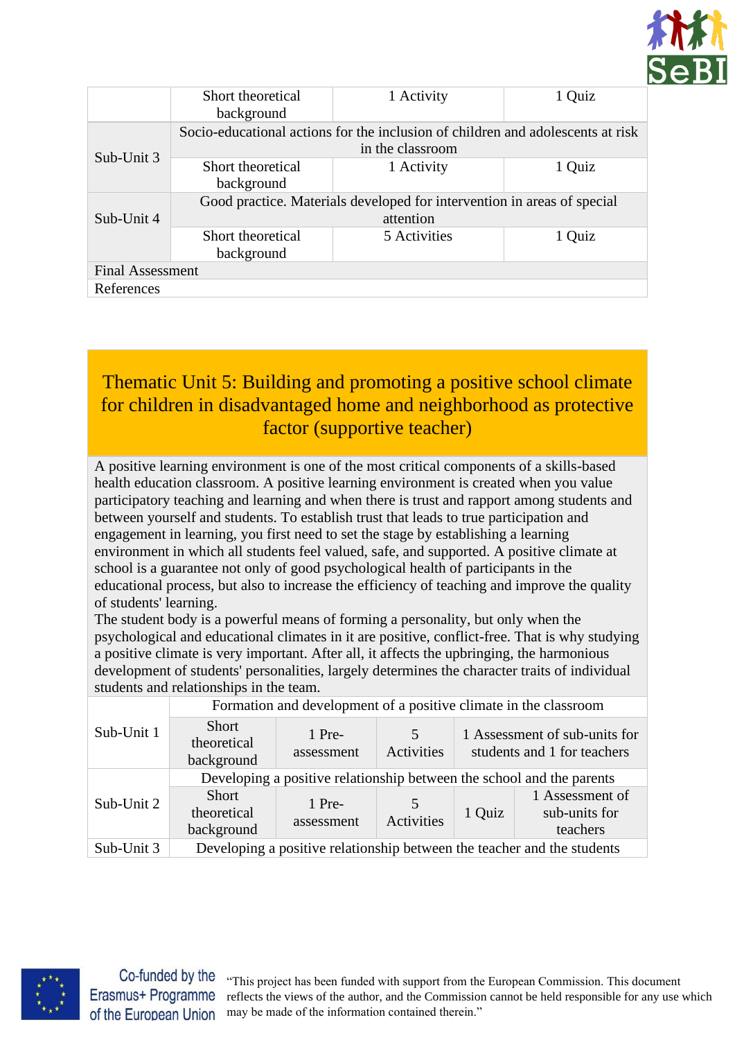| | Short theoretical background | 1 Activity | 1 Quiz |
|---|---|---|---|
| Sub-Unit 3 | Socio-educational actions for the inclusion of children and adolescents at risk in the classroom | | |
| | Short theoretical background | 1 Activity | 1 Quiz |
| Sub-Unit 4 | Good practice. Materials developed for intervention in areas of special attention | | |
| | Short theoretical background | 5 Activities | 1 Quiz |
| Final Assessment | | | |
| References | | | |

## Thematic Unit 5: Building and promoting a positive school climate for children in disadvantaged home and neighborhood as protective factor (supportive teacher)

A positive learning environment is one of the most critical components of a skills-based health education classroom. A positive learning environment is created when you value participatory teaching and learning and when there is trust and rapport among students and between yourself and students. To establish trust that leads to true participation and engagement in learning, you first need to set the stage by establishing a learning environment in which all students feel valued, safe, and supported. A positive climate at school is a guarantee not only of good psychological health of participants in the educational process, but also to increase the efficiency of teaching and improve the quality of students' learning.
The student body is a powerful means of forming a personality, but only when the psychological and educational climates in it are positive, conflict-free. That is why studying a positive climate is very important. After all, it affects the upbringing, the harmonious development of students' personalities, largely determines the character traits of individual students and relationships in the team.

| | | | | | |
|---|---|---|---|---|---|
| Sub-Unit 1 | Formation and development of a positive climate in the classroom | | | | |
| | Short theoretical background | 1 Pre-assessment | 5 Activities | 1 Assessment of sub-units for students and 1 for teachers | |
| Sub-Unit 2 | Developing a positive relationship between the school and the parents | | | | |
| | Short theoretical background | 1 Pre-assessment | 5 Activities | 1 Quiz | 1 Assessment of sub-units for teachers |
| Sub-Unit 3 | Developing a positive relationship between the teacher and the students | | | | |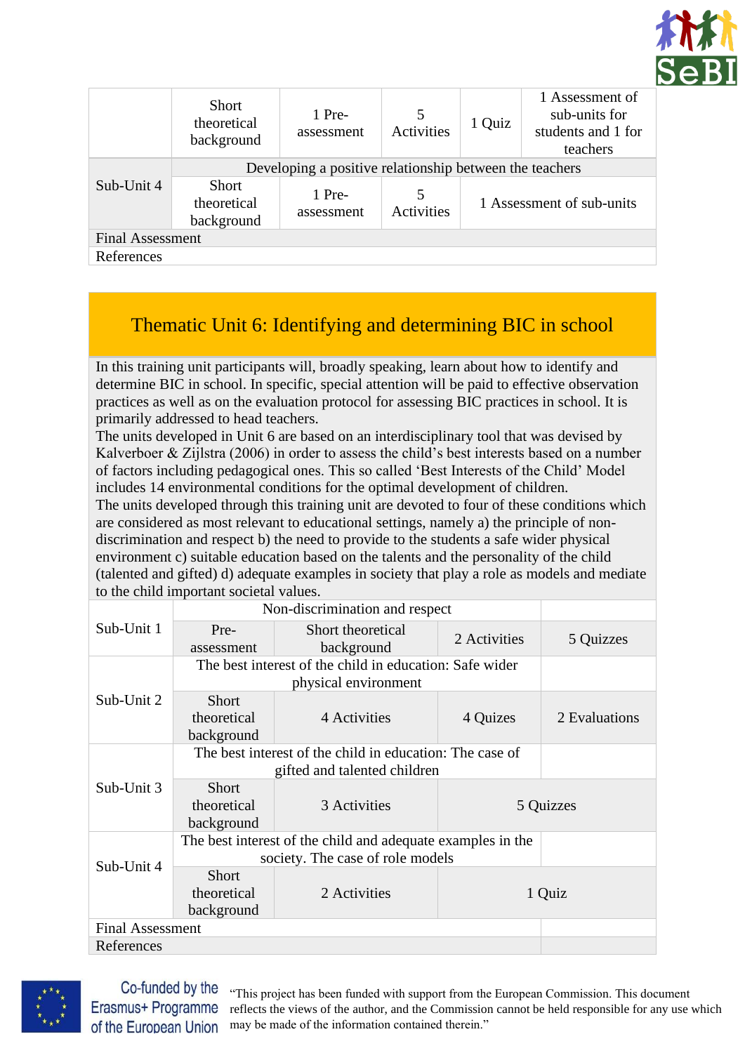| | Short theoretical background | 1 Pre-assessment | 5 Activities | 1 Quiz | 1 Assessment of sub-units for students and 1 for teachers |
|---|---|---|---|---|---|
| Sub-Unit 4 | Developing a positive relationship between the teachers | | | | |
| | Short theoretical background | 1 Pre-assessment | 5 Activities | 1 Assessment of sub-units | |
| Final Assessment | | | | | |
| References | | | | | |

## Thematic Unit 6: Identifying and determining BIC in school

In this training unit participants will, broadly speaking, learn about how to identify and determine BIC in school. In specific, special attention will be paid to effective observation practices as well as on the evaluation protocol for assessing BIC practices in school. It is primarily addressed to head teachers.

The units developed in Unit 6 are based on an interdisciplinary tool that was devised by Kalverboer & Zijlstra (2006) in order to assess the child's best interests based on a number of factors including pedagogical ones. This so called 'Best Interests of the Child' Model includes 14 environmental conditions for the optimal development of children.

The units developed through this training unit are devoted to four of these conditions which are considered as most relevant to educational settings, namely a) the principle of non-discrimination and respect b) the need to provide to the students a safe wider physical environment c) suitable education based on the talents and the personality of the child (talented and gifted) d) adequate examples in society that play a role as models and mediate to the child important societal values.

| | | | | |
|---|---|---|---|---|
| Sub-Unit 1 | Non-discrimination and respect | | | |
| | Pre-assessment | Short theoretical background | 2 Activities | 5 Quizzes |
| Sub-Unit 2 | The best interest of the child in education: Safe wider physical environment | | | |
| | Short theoretical background | 4 Activities | 4 Quizes | 2 Evaluations |
| Sub-Unit 3 | The best interest of the child in education: The case of gifted and talented children | | | |
| | Short theoretical background | 3 Activities | 5 Quizzes | |
| Sub-Unit 4 | The best interest of the child and adequate examples in the society. The case of role models | | | |
| | Short theoretical background | 2 Activities | 1 Quiz | |
| Final Assessment | | | | |
| References | | | | |

Co-funded by the Erasmus+ Programme of the European Union

"This project has been funded with support from the European Commission. This document reflects the views of the author, and the Commission cannot be held responsible for any use which may be made of the information contained therein."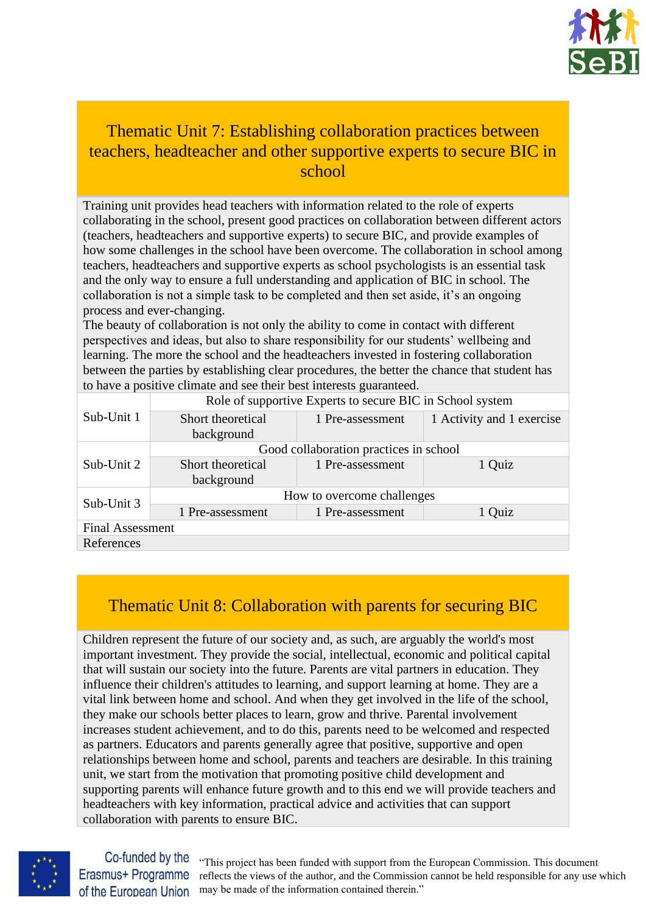## Thematic Unit 7: Establishing collaboration practices between teachers, headteacher and other supportive experts to secure BIC in school

Training unit provides head teachers with information related to the role of experts collaborating in the school, present good practices on collaboration between different actors (teachers, headteachers and supportive experts) to secure BIC, and provide examples of how some challenges in the school have been overcome. The collaboration in school among teachers, headteachers and supportive experts as school psychologists is an essential task and the only way to ensure a full understanding and application of BIC in school. The collaboration is not a simple task to be completed and then set aside, it's an ongoing process and ever-changing.
The beauty of collaboration is not only the ability to come in contact with different perspectives and ideas, but also to share responsibility for our students' wellbeing and learning. The more the school and the headteachers invested in fostering collaboration between the parties by establishing clear procedures, the better the chance that student has to have a positive climate and see their best interests guaranteed.

| | | | |
|---|---|---|---|
| Sub-Unit 1 | Role of supportive Experts to secure BIC in School system | | |
| | Short theoretical background | 1 Pre-assessment | 1 Activity and 1 exercise |
| Sub-Unit 2 | Good collaboration practices in school | | |
| | Short theoretical background | 1 Pre-assessment | 1 Quiz |
| Sub-Unit 3 | How to overcome challenges | | |
| | 1 Pre-assessment | 1 Pre-assessment | 1 Quiz |
| Final Assessment | | | |
| References | | | |

## Thematic Unit 8: Collaboration with parents for securing BIC

Children represent the future of our society and, as such, are arguably the world's most important investment. They provide the social, intellectual, economic and political capital that will sustain our society into the future. Parents are vital partners in education. They influence their children's attitudes to learning, and support learning at home. They are a vital link between home and school. And when they get involved in the life of the school, they make our schools better places to learn, grow and thrive. Parental involvement increases student achievement, and to do this, parents need to be welcomed and respected as partners. Educators and parents generally agree that positive, supportive and open relationships between home and school, parents and teachers are desirable. In this training unit, we start from the motivation that promoting positive child development and supporting parents will enhance future growth and to this end we will provide teachers and headteachers with key information, practical advice and activities that can support collaboration with parents to ensure BIC.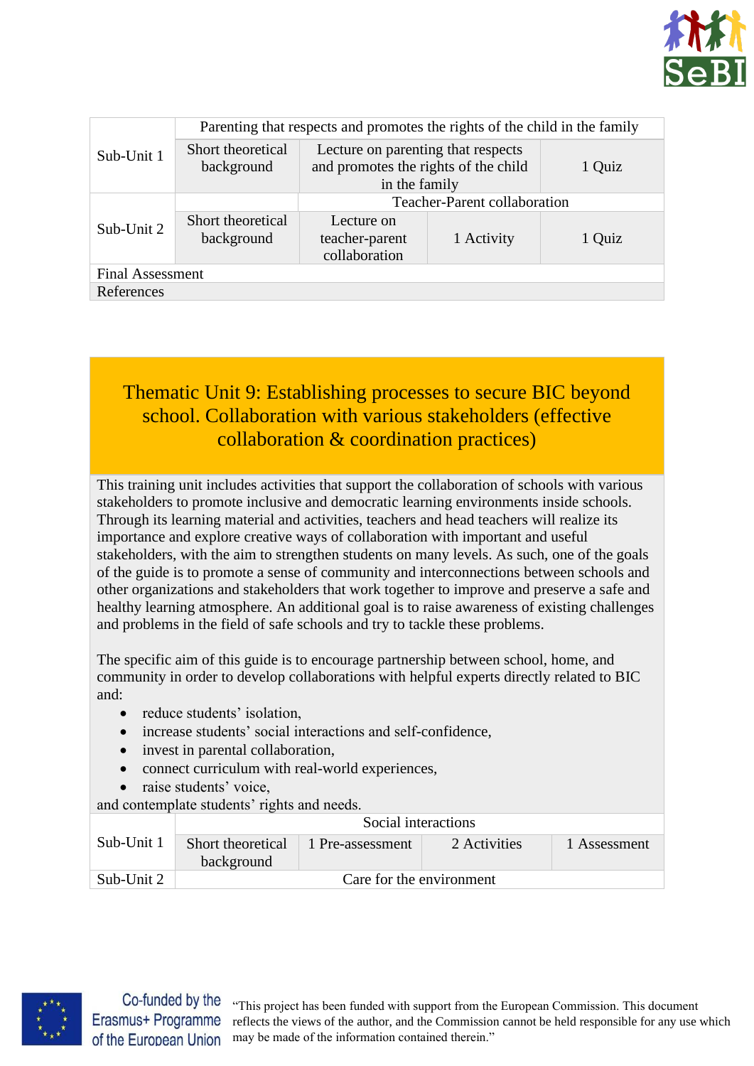| Sub-Unit 1 | Parenting that respects and promotes the rights of the child in the family | | |
|---|---|---|---|
| | Short theoretical background | Lecture on parenting that respects and promotes the rights of the child in the family | | 1 Quiz |
| Sub-Unit 2 | | Teacher-Parent collaboration | | |
| | Short theoretical background | Lecture on teacher-parent collaboration | 1 Activity | 1 Quiz |
| Final Assessment | | | | |
| References | | | | |

## Thematic Unit 9: Establishing processes to secure BIC beyond school. Collaboration with various stakeholders (effective collaboration & coordination practices)

This training unit includes activities that support the collaboration of schools with various stakeholders to promote inclusive and democratic learning environments inside schools. Through its learning material and activities, teachers and head teachers will realize its importance and explore creative ways of collaboration with important and useful stakeholders, with the aim to strengthen students on many levels. As such, one of the goals of the guide is to promote a sense of community and interconnections between schools and other organizations and stakeholders that work together to improve and preserve a safe and healthy learning atmosphere. An additional goal is to raise awareness of existing challenges and problems in the field of safe schools and try to tackle these problems.

The specific aim of this guide is to encourage partnership between school, home, and community in order to develop collaborations with helpful experts directly related to BIC and:

- reduce students' isolation,
- increase students' social interactions and self-confidence,
- invest in parental collaboration,
- connect curriculum with real-world experiences,
- raise students' voice,

and contemplate students' rights and needs.

| Sub-Unit 1 | Social interactions | | | |
|---|---|---|---|---|
| | Short theoretical background | 1 Pre-assessment | 2 Activities | 1 Assessment |
| Sub-Unit 2 | Care for the environment | | | |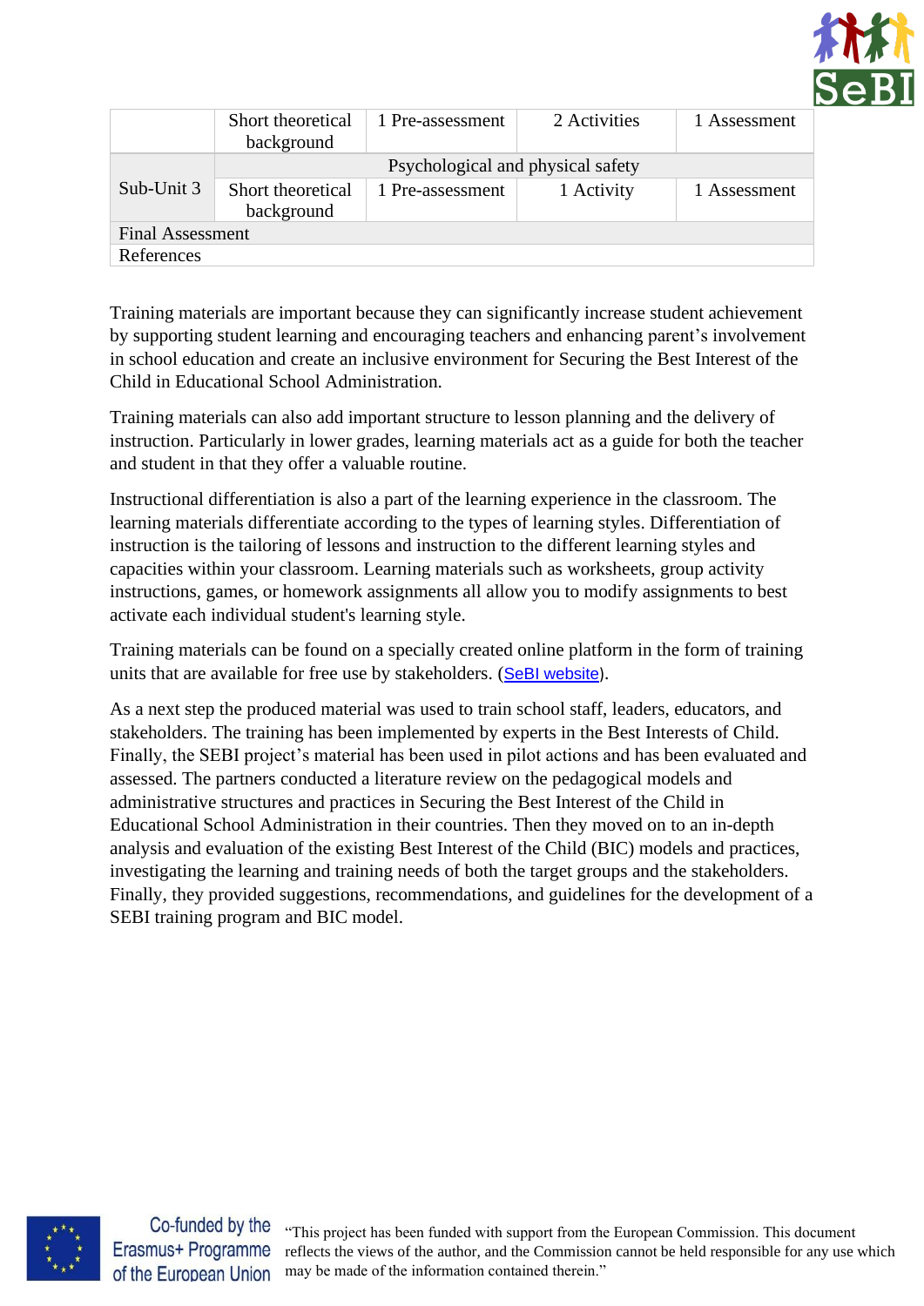| | | | | |
|---|---|---|---|---|
| | Short theoretical background | 1 Pre-assessment | 2 Activities | 1 Assessment |
| Sub-Unit 3 | Psychological and physical safety | | | |
| | Short theoretical background | 1 Pre-assessment | 1 Activity | 1 Assessment |
| Final Assessment | | | | |
| References | | | | |

Training materials are important because they can significantly increase student achievement by supporting student learning and encouraging teachers and enhancing parent's involvement in school education and create an inclusive environment for Securing the Best Interest of the Child in Educational School Administration.

Training materials can also add important structure to lesson planning and the delivery of instruction. Particularly in lower grades, learning materials act as a guide for both the teacher and student in that they offer a valuable routine.

Instructional differentiation is also a part of the learning experience in the classroom. The learning materials differentiate according to the types of learning styles. Differentiation of instruction is the tailoring of lessons and instruction to the different learning styles and capacities within your classroom. Learning materials such as worksheets, group activity instructions, games, or homework assignments all allow you to modify assignments to best activate each individual student's learning style.

Training materials can be found on a specially created online platform in the form of training units that are available for free use by stakeholders. (SeBI website).

As a next step the produced material was used to train school staff, leaders, educators, and stakeholders. The training has been implemented by experts in the Best Interests of Child. Finally, the SEBI project's material has been used in pilot actions and has been evaluated and assessed. The partners conducted a literature review on the pedagogical models and administrative structures and practices in Securing the Best Interest of the Child in Educational School Administration in their countries. Then they moved on to an in-depth analysis and evaluation of the existing Best Interest of the Child (BIC) models and practices, investigating the learning and training needs of both the target groups and the stakeholders. Finally, they provided suggestions, recommendations, and guidelines for the development of a SEBI training program and BIC model.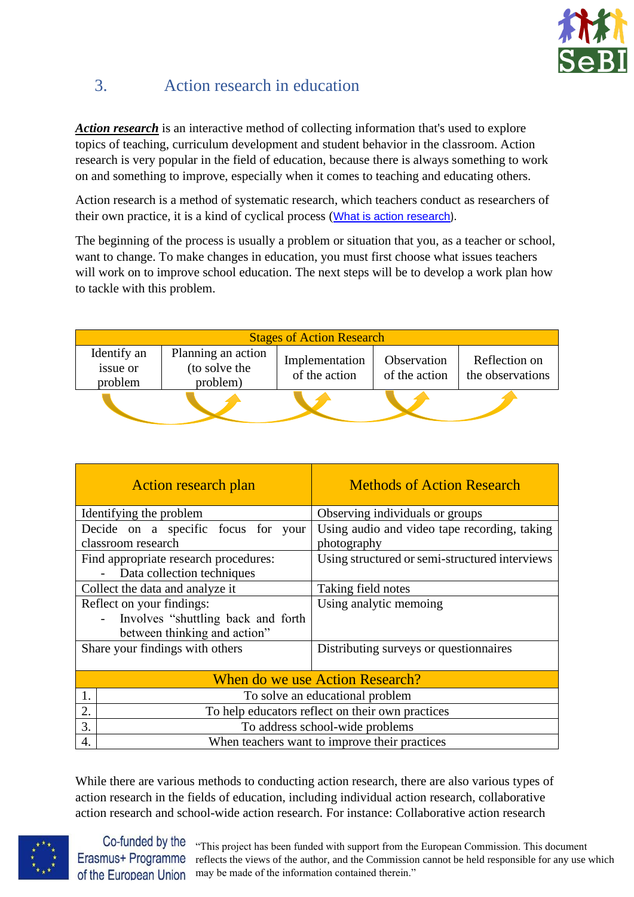## 3. Action research in education

***Action research*** is an interactive method of collecting information that's used to explore topics of teaching, curriculum development and student behavior in the classroom. Action research is very popular in the field of education, because there is always something to work on and something to improve, especially when it comes to teaching and educating others.

Action research is a method of systematic research, which teachers conduct as researchers of their own practice, it is a kind of cyclical process (What is action research).

The beginning of the process is usually a problem or situation that you, as a teacher or school, want to change. To make changes in education, you must first choose what issues teachers will work on to improve school education. The next steps will be to develop a work plan how to tackle with this problem.

| Stages of Action Research | | | | |
|---|---|---|---|---|
| Identify an issue or problem | Planning an action (to solve the problem) | Implementation of the action | Observation of the action | Reflection on the observations |

| Action research plan | Methods of Action Research |
|---|---|
| Identifying the problem | Observing individuals or groups |
| Decide on a specific focus for your classroom research | Using audio and video tape recording, taking photography |
| Find appropriate research procedures:<br>- Data collection techniques | Using structured or semi-structured interviews |
| Collect the data and analyze it | Taking field notes |
| Reflect on your findings:<br>- Involves "shuttling back and forth between thinking and action" | Using analytic memoing |
| Share your findings with others | Distributing surveys or questionnaires |

| When do we use Action Research? | |
|---|---|
| 1. | To solve an educational problem |
| 2. | To help educators reflect on their own practices |
| 3. | To address school-wide problems |
| 4. | When teachers want to improve their practices |

While there are various methods to conducting action research, there are also various types of action research in the fields of education, including individual action research, collaborative action research and school-wide action research. For instance: Collaborative action research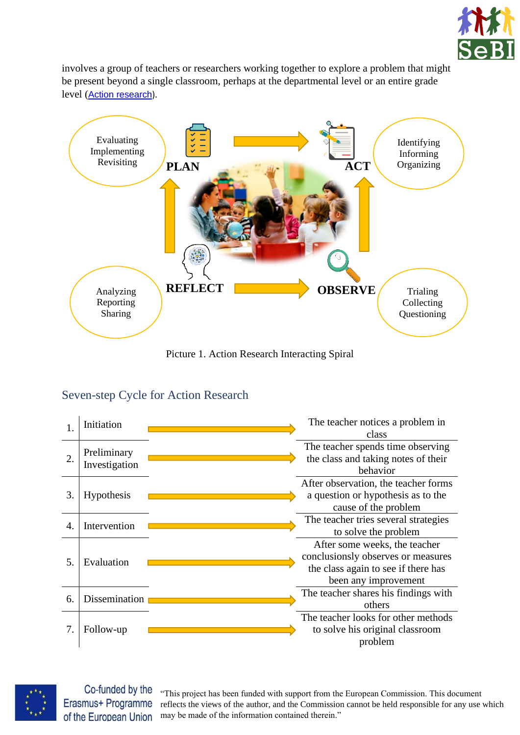involves a group of teachers or researchers working together to explore a problem that might be present beyond a single classroom, perhaps at the departmental level or an entire grade level (Action research).

Evaluating
Implementing
Revisiting

PLAN

ACT

Identifying
Informing
Organizing

Analyzing
Reporting
Sharing

REFLECT

OBSERVE

Trialing
Collecting
Questioning

Picture 1. Action Research Interacting Spiral

## Seven-step Cycle for Action Research

| | Step | Description |
|---|---|---|
| 1. | Initiation | The teacher notices a problem in class |
| 2. | Preliminary Investigation | The teacher spends time observing the class and taking notes of their behavior |
| 3. | Hypothesis | After observation, the teacher forms a question or hypothesis as to the cause of the problem |
| 4. | Intervention | The teacher tries several strategies to solve the problem |
| 5. | Evaluation | After some weeks, the teacher conclusionsly observes or measures the class again to see if there has been any improvement |
| 6. | Dissemination | The teacher shares his findings with others |
| 7. | Follow-up | The teacher looks for other methods to solve his original classroom problem |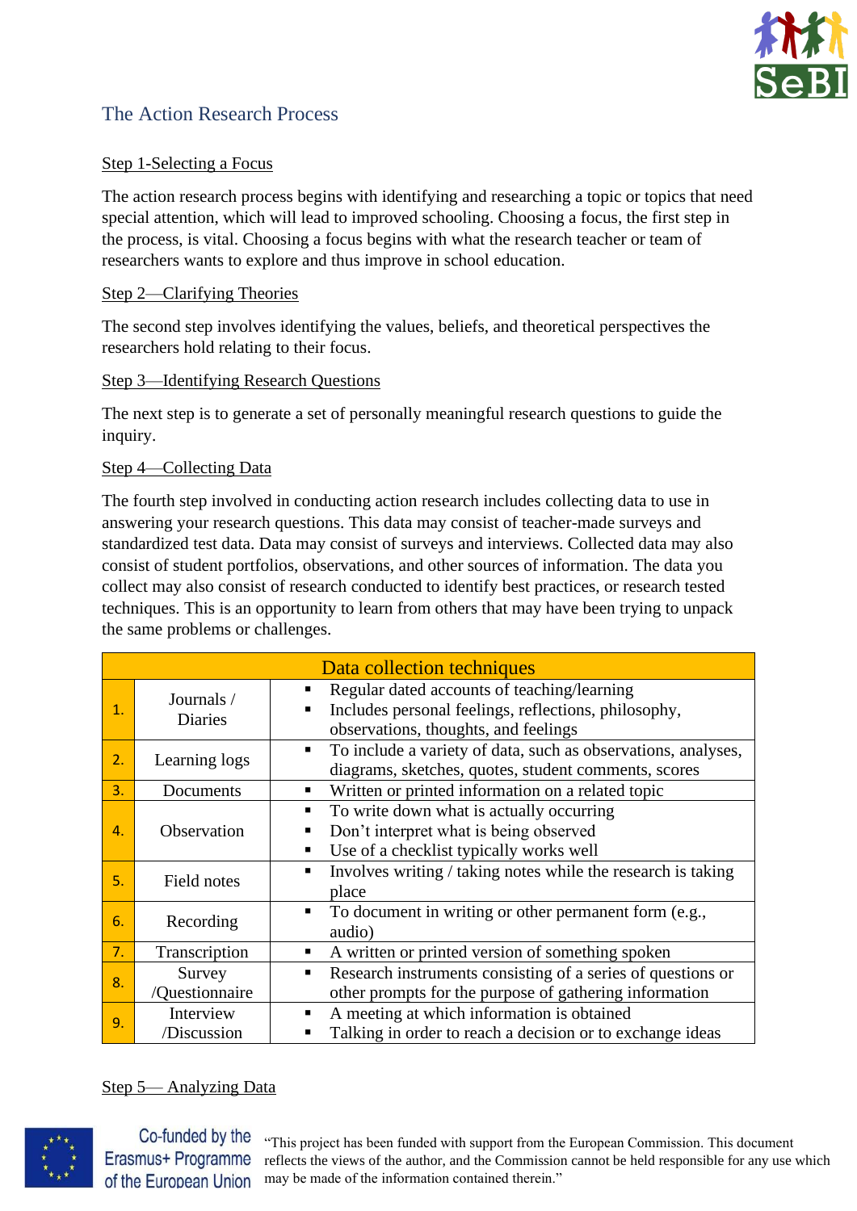## The Action Research Process

Step 1-Selecting a Focus

The action research process begins with identifying and researching a topic or topics that need special attention, which will lead to improved schooling. Choosing a focus, the first step in the process, is vital. Choosing a focus begins with what the research teacher or team of researchers wants to explore and thus improve in school education.

Step 2—Clarifying Theories

The second step involves identifying the values, beliefs, and theoretical perspectives the researchers hold relating to their focus.

Step 3—Identifying Research Questions

The next step is to generate a set of personally meaningful research questions to guide the inquiry.

Step 4—Collecting Data

The fourth step involved in conducting action research includes collecting data to use in answering your research questions. This data may consist of teacher-made surveys and standardized test data. Data may consist of surveys and interviews. Collected data may also consist of student portfolios, observations, and other sources of information. The data you collect may also consist of research conducted to identify best practices, or research tested techniques. This is an opportunity to learn from others that may have been trying to unpack the same problems or challenges.

| Data collection techniques | | |
|---|---|---|
| 1. | Journals / Diaries | ▪ Regular dated accounts of teaching/learning<br>▪ Includes personal feelings, reflections, philosophy, observations, thoughts, and feelings |
| 2. | Learning logs | ▪ To include a variety of data, such as observations, analyses, diagrams, sketches, quotes, student comments, scores |
| 3. | Documents | ▪ Written or printed information on a related topic |
| 4. | Observation | ▪ To write down what is actually occurring<br>▪ Don't interpret what is being observed<br>▪ Use of a checklist typically works well |
| 5. | Field notes | ▪ Involves writing / taking notes while the research is taking place |
| 6. | Recording | ▪ To document in writing or other permanent form (e.g., audio) |
| 7. | Transcription | ▪ A written or printed version of something spoken |
| 8. | Survey /Questionnaire | ▪ Research instruments consisting of a series of questions or other prompts for the purpose of gathering information |
| 9. | Interview /Discussion | ▪ A meeting at which information is obtained<br>▪ Talking in order to reach a decision or to exchange ideas |

Step 5— Analyzing Data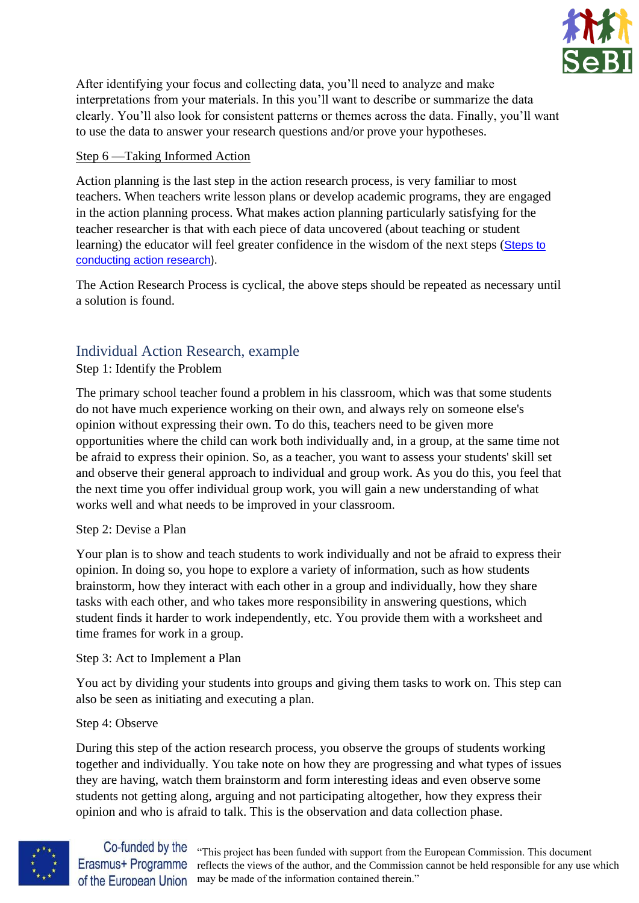After identifying your focus and collecting data, you'll need to analyze and make interpretations from your materials. In this you'll want to describe or summarize the data clearly. You'll also look for consistent patterns or themes across the data. Finally, you'll want to use the data to answer your research questions and/or prove your hypotheses.

Step 6 —Taking Informed Action

Action planning is the last step in the action research process, is very familiar to most teachers. When teachers write lesson plans or develop academic programs, they are engaged in the action planning process. What makes action planning particularly satisfying for the teacher researcher is that with each piece of data uncovered (about teaching or student learning) the educator will feel greater confidence in the wisdom of the next steps (Steps to conducting action research).

The Action Research Process is cyclical, the above steps should be repeated as necessary until a solution is found.

## Individual Action Research, example

Step 1: Identify the Problem

The primary school teacher found a problem in his classroom, which was that some students do not have much experience working on their own, and always rely on someone else's opinion without expressing their own. To do this, teachers need to be given more opportunities where the child can work both individually and, in a group, at the same time not be afraid to express their opinion. So, as a teacher, you want to assess your students' skill set and observe their general approach to individual and group work. As you do this, you feel that the next time you offer individual group work, you will gain a new understanding of what works well and what needs to be improved in your classroom.

Step 2: Devise a Plan

Your plan is to show and teach students to work individually and not be afraid to express their opinion. In doing so, you hope to explore a variety of information, such as how students brainstorm, how they interact with each other in a group and individually, how they share tasks with each other, and who takes more responsibility in answering questions, which student finds it harder to work independently, etc. You provide them with a worksheet and time frames for work in a group.

Step 3: Act to Implement a Plan

You act by dividing your students into groups and giving them tasks to work on. This step can also be seen as initiating and executing a plan.

Step 4: Observe

During this step of the action research process, you observe the groups of students working together and individually. You take note on how they are progressing and what types of issues they are having, watch them brainstorm and form interesting ideas and even observe some students not getting along, arguing and not participating altogether, how they express their opinion and who is afraid to talk. This is the observation and data collection phase.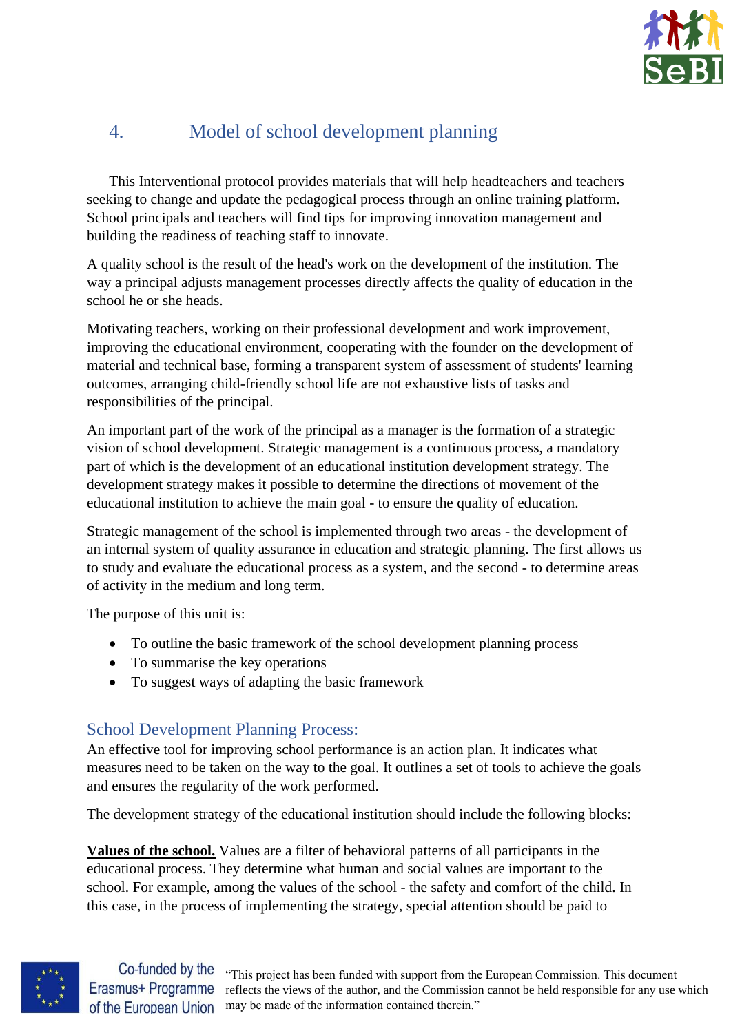## 4. Model of school development planning

This Interventional protocol provides materials that will help headteachers and teachers seeking to change and update the pedagogical process through an online training platform. School principals and teachers will find tips for improving innovation management and building the readiness of teaching staff to innovate.

A quality school is the result of the head's work on the development of the institution. The way a principal adjusts management processes directly affects the quality of education in the school he or she heads.

Motivating teachers, working on their professional development and work improvement, improving the educational environment, cooperating with the founder on the development of material and technical base, forming a transparent system of assessment of students' learning outcomes, arranging child-friendly school life are not exhaustive lists of tasks and responsibilities of the principal.

An important part of the work of the principal as a manager is the formation of a strategic vision of school development. Strategic management is a continuous process, a mandatory part of which is the development of an educational institution development strategy. The development strategy makes it possible to determine the directions of movement of the educational institution to achieve the main goal - to ensure the quality of education.

Strategic management of the school is implemented through two areas - the development of an internal system of quality assurance in education and strategic planning. The first allows us to study and evaluate the educational process as a system, and the second - to determine areas of activity in the medium and long term.

The purpose of this unit is:

- To outline the basic framework of the school development planning process
- To summarise the key operations
- To suggest ways of adapting the basic framework

### School Development Planning Process:

An effective tool for improving school performance is an action plan. It indicates what measures need to be taken on the way to the goal. It outlines a set of tools to achieve the goals and ensures the regularity of the work performed.

The development strategy of the educational institution should include the following blocks:

**Values of the school.** Values are a filter of behavioral patterns of all participants in the educational process. They determine what human and social values are important to the school. For example, among the values of the school - the safety and comfort of the child. In this case, in the process of implementing the strategy, special attention should be paid to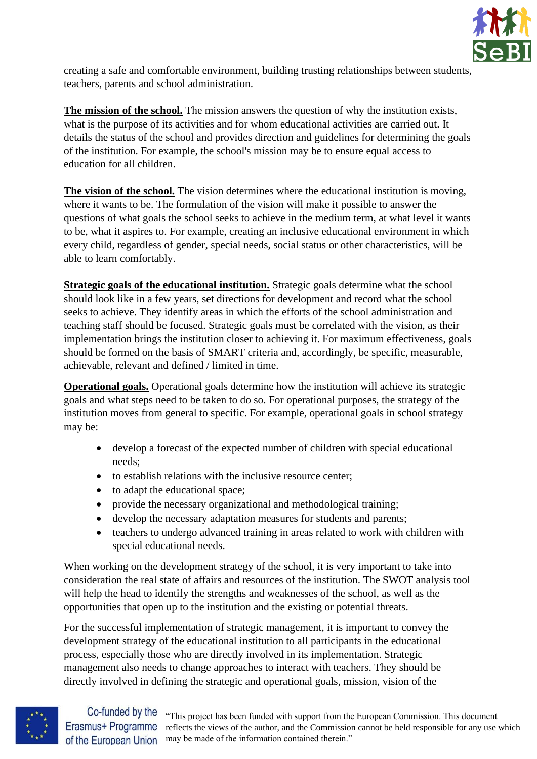creating a safe and comfortable environment, building trusting relationships between students, teachers, parents and school administration.

**The mission of the school.** The mission answers the question of why the institution exists, what is the purpose of its activities and for whom educational activities are carried out. It details the status of the school and provides direction and guidelines for determining the goals of the institution. For example, the school's mission may be to ensure equal access to education for all children.

**The vision of the school.** The vision determines where the educational institution is moving, where it wants to be. The formulation of the vision will make it possible to answer the questions of what goals the school seeks to achieve in the medium term, at what level it wants to be, what it aspires to. For example, creating an inclusive educational environment in which every child, regardless of gender, special needs, social status or other characteristics, will be able to learn comfortably.

**Strategic goals of the educational institution.** Strategic goals determine what the school should look like in a few years, set directions for development and record what the school seeks to achieve. They identify areas in which the efforts of the school administration and teaching staff should be focused. Strategic goals must be correlated with the vision, as their implementation brings the institution closer to achieving it. For maximum effectiveness, goals should be formed on the basis of SMART criteria and, accordingly, be specific, measurable, achievable, relevant and defined / limited in time.

**Operational goals.** Operational goals determine how the institution will achieve its strategic goals and what steps need to be taken to do so. For operational purposes, the strategy of the institution moves from general to specific. For example, operational goals in school strategy may be:

- develop a forecast of the expected number of children with special educational needs;
- to establish relations with the inclusive resource center;
- to adapt the educational space;
- provide the necessary organizational and methodological training;
- develop the necessary adaptation measures for students and parents;
- teachers to undergo advanced training in areas related to work with children with special educational needs.

When working on the development strategy of the school, it is very important to take into consideration the real state of affairs and resources of the institution. The SWOT analysis tool will help the head to identify the strengths and weaknesses of the school, as well as the opportunities that open up to the institution and the existing or potential threats.

For the successful implementation of strategic management, it is important to convey the development strategy of the educational institution to all participants in the educational process, especially those who are directly involved in its implementation. Strategic management also needs to change approaches to interact with teachers. They should be directly involved in defining the strategic and operational goals, mission, vision of the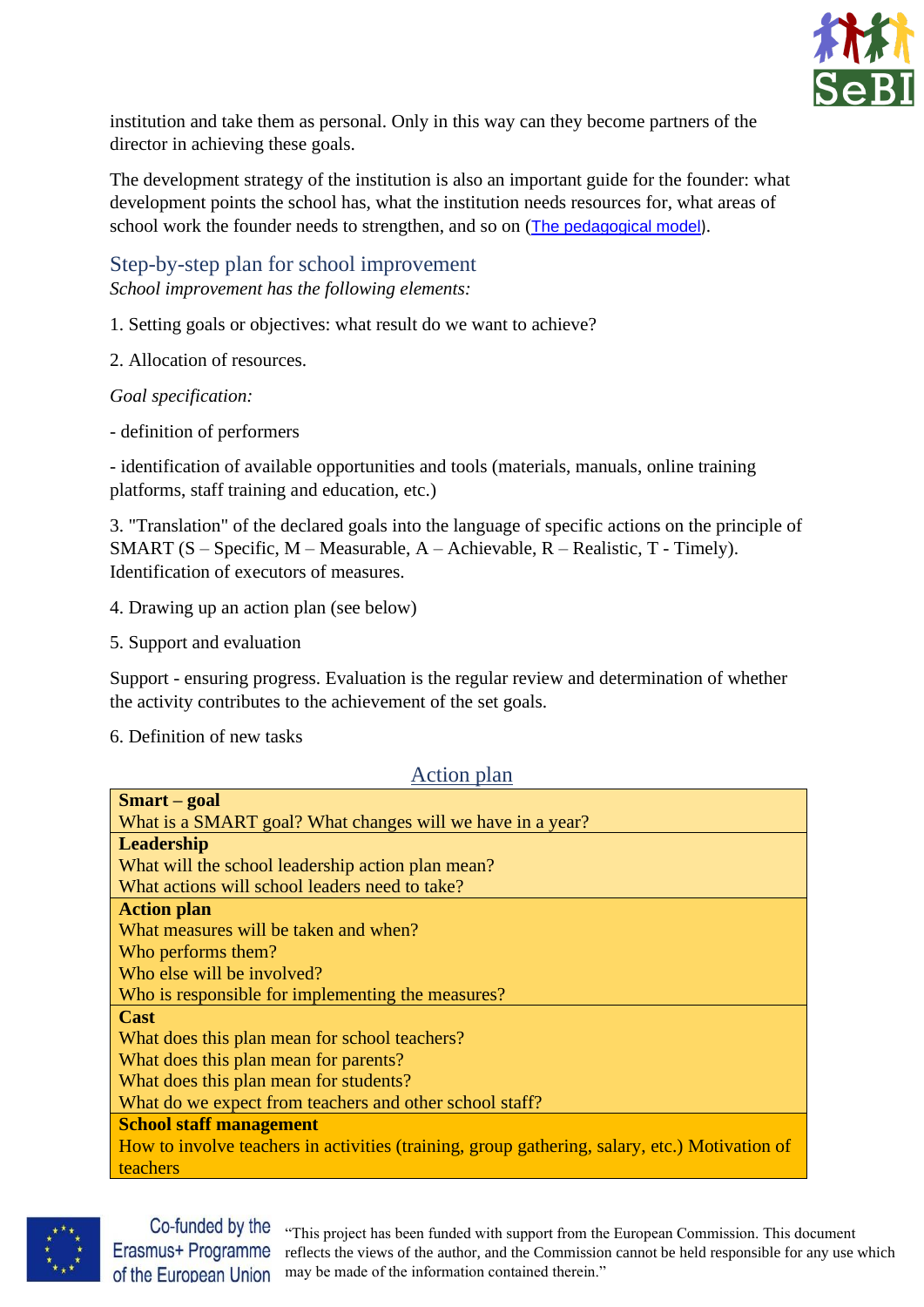institution and take them as personal. Only in this way can they become partners of the director in achieving these goals.

The development strategy of the institution is also an important guide for the founder: what development points the school has, what the institution needs resources for, what areas of school work the founder needs to strengthen, and so on ([The pedagogical model](#)).

## Step-by-step plan for school improvement

*School improvement has the following elements:*

1. Setting goals or objectives: what result do we want to achieve?

2. Allocation of resources.

*Goal specification:*

- definition of performers

- identification of available opportunities and tools (materials, manuals, online training platforms, staff training and education, etc.)

3. "Translation" of the declared goals into the language of specific actions on the principle of SMART (S – Specific, M – Measurable, A – Achievable, R – Realistic, T - Timely). Identification of executors of measures.

4. Drawing up an action plan (see below)

5. Support and evaluation

Support - ensuring progress. Evaluation is the regular review and determination of whether the activity contributes to the achievement of the set goals.

6. Definition of new tasks

### Action plan

| **Smart – goal**<br>What is a SMART goal? What changes will we have in a year? |
|---|
| **Leadership**<br>What will the school leadership action plan mean?<br>What actions will school leaders need to take? |
| **Action plan**<br>What measures will be taken and when?<br>Who performs them?<br>Who else will be involved?<br>Who is responsible for implementing the measures? |
| **Cast**<br>What does this plan mean for school teachers?<br>What does this plan mean for parents?<br>What does this plan mean for students?<br>What do we expect from teachers and other school staff? |
| **School staff management**<br>How to involve teachers in activities (training, group gathering, salary, etc.) Motivation of teachers |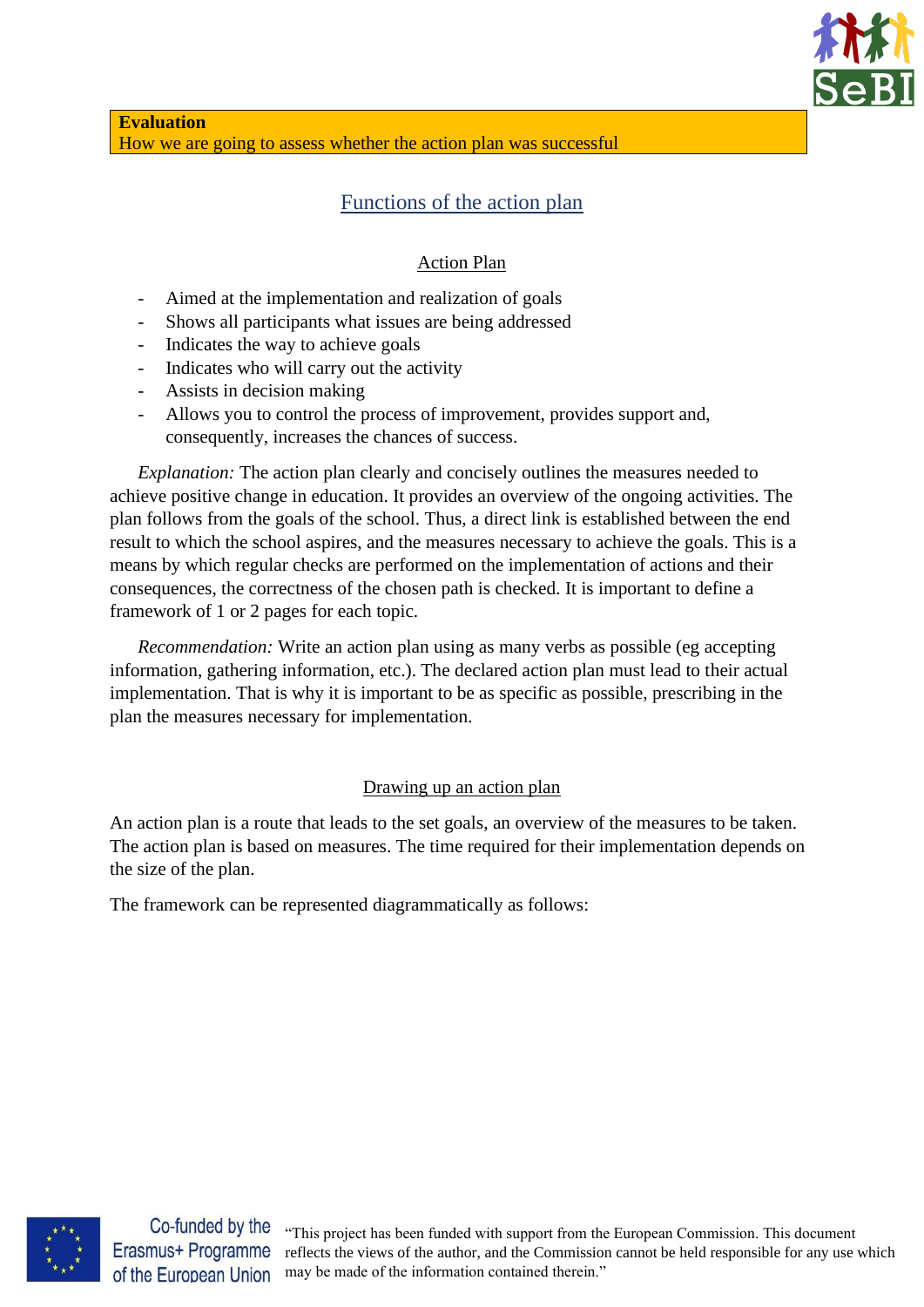| **Evaluation** |
|---|
| How we are going to assess whether the action plan was successful |

## Functions of the action plan

### Action Plan

- Aimed at the implementation and realization of goals
- Shows all participants what issues are being addressed
- Indicates the way to achieve goals
- Indicates who will carry out the activity
- Assists in decision making
- Allows you to control the process of improvement, provides support and, consequently, increases the chances of success.

*Explanation:* The action plan clearly and concisely outlines the measures needed to achieve positive change in education. It provides an overview of the ongoing activities. The plan follows from the goals of the school. Thus, a direct link is established between the end result to which the school aspires, and the measures necessary to achieve the goals. This is a means by which regular checks are performed on the implementation of actions and their consequences, the correctness of the chosen path is checked. It is important to define a framework of 1 or 2 pages for each topic.

*Recommendation:* Write an action plan using as many verbs as possible (eg accepting information, gathering information, etc.). The declared action plan must lead to their actual implementation. That is why it is important to be as specific as possible, prescribing in the plan the measures necessary for implementation.

### Drawing up an action plan

An action plan is a route that leads to the set goals, an overview of the measures to be taken. The action plan is based on measures. The time required for their implementation depends on the size of the plan.

The framework can be represented diagrammatically as follows: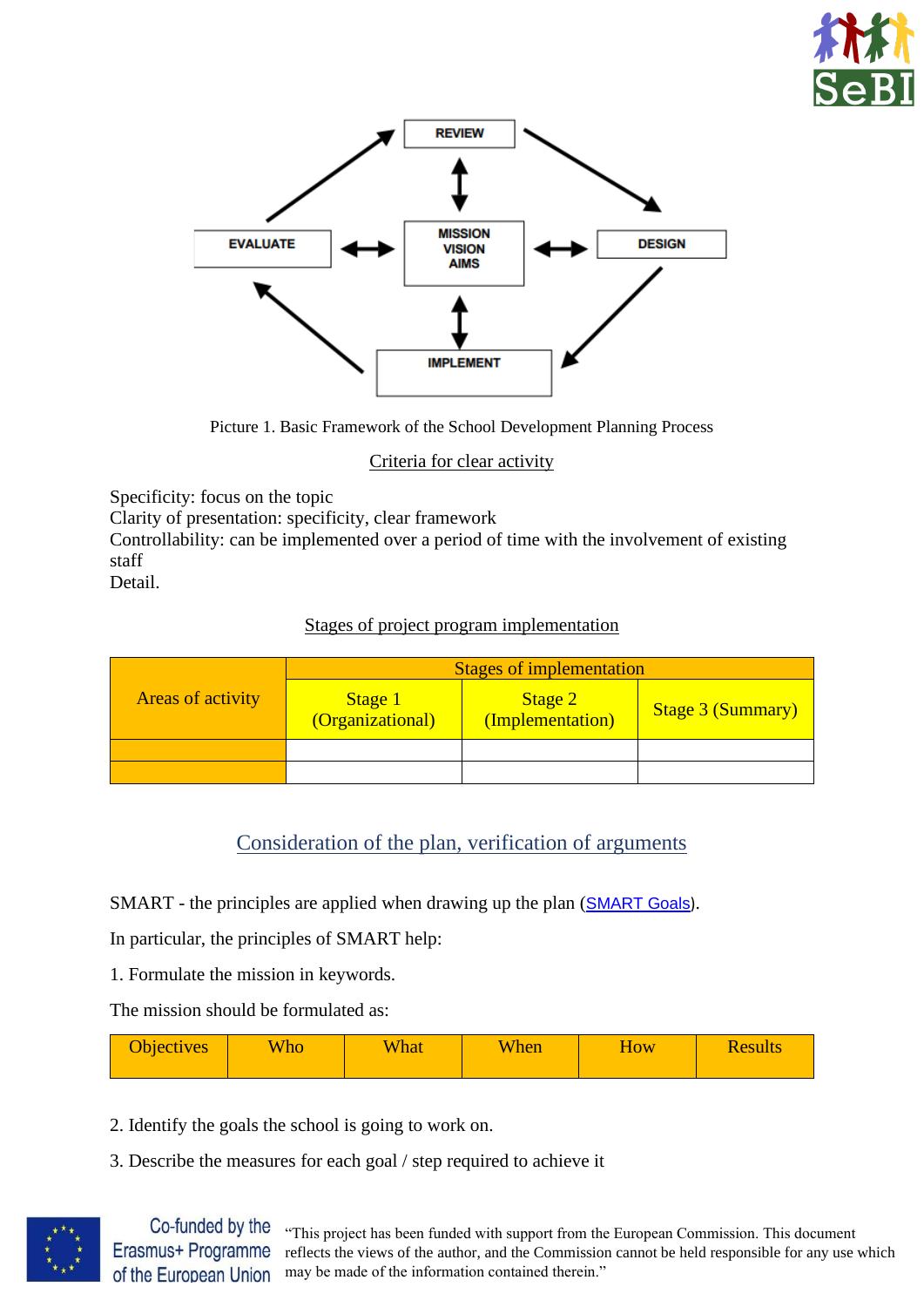REVIEW

MISSION
VISION
AIMS

EVALUATE

DESIGN

IMPLEMENT

Picture 1. Basic Framework of the School Development Planning Process

Criteria for clear activity

Specificity: focus on the topic
Clarity of presentation: specificity, clear framework
Controllability: can be implemented over a period of time with the involvement of existing staff
Detail.

Stages of project program implementation

| Areas of activity | Stages of implementation | | |
|---|---|---|---|
| | Stage 1 (Organizational) | Stage 2 (Implementation) | Stage 3 (Summary) |
| | | | |
| | | | |

## Consideration of the plan, verification of arguments

SMART - the principles are applied when drawing up the plan (SMART Goals).

In particular, the principles of SMART help:

1. Formulate the mission in keywords.

The mission should be formulated as:

| Objectives | Who | What | When | How | Results |
|---|---|---|---|---|---|

2. Identify the goals the school is going to work on.

3. Describe the measures for each goal / step required to achieve it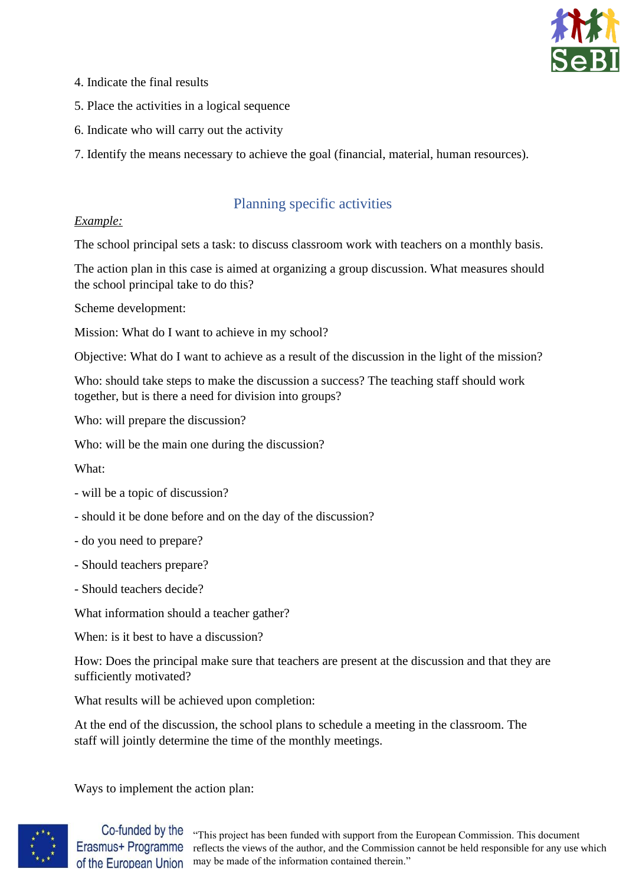4. Indicate the final results

5. Place the activities in a logical sequence

6. Indicate who will carry out the activity

7. Identify the means necessary to achieve the goal (financial, material, human resources).

## Planning specific activities

*Example:*

The school principal sets a task: to discuss classroom work with teachers on a monthly basis.

The action plan in this case is aimed at organizing a group discussion. What measures should the school principal take to do this?

Scheme development:

Mission: What do I want to achieve in my school?

Objective: What do I want to achieve as a result of the discussion in the light of the mission?

Who: should take steps to make the discussion a success? The teaching staff should work together, but is there a need for division into groups?

Who: will prepare the discussion?

Who: will be the main one during the discussion?

What:

- will be a topic of discussion?

- should it be done before and on the day of the discussion?

- do you need to prepare?

- Should teachers prepare?

- Should teachers decide?

What information should a teacher gather?

When: is it best to have a discussion?

How: Does the principal make sure that teachers are present at the discussion and that they are sufficiently motivated?

What results will be achieved upon completion:

At the end of the discussion, the school plans to schedule a meeting in the classroom. The staff will jointly determine the time of the monthly meetings.

Ways to implement the action plan: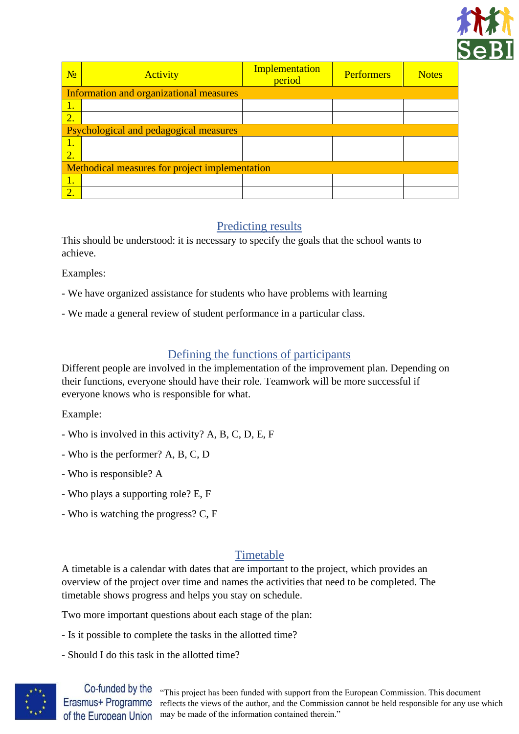| № | Activity | Implementation period | Performers | Notes |
|---|---|---|---|---|
| Information and organizational measures | | | | |
| 1. | | | | |
| 2. | | | | |
| Psychological and pedagogical measures | | | | |
| 1. | | | | |
| 2. | | | | |
| Methodical measures for project implementation | | | | |
| 1. | | | | |
| 2. | | | | |

## Predicting results

This should be understood: it is necessary to specify the goals that the school wants to achieve.

Examples:

- We have organized assistance for students who have problems with learning
- We made a general review of student performance in a particular class.

## Defining the functions of participants

Different people are involved in the implementation of the improvement plan. Depending on their functions, everyone should have their role. Teamwork will be more successful if everyone knows who is responsible for what.

Example:

- Who is involved in this activity? A, B, C, D, E, F
- Who is the performer? A, B, C, D
- Who is responsible? A
- Who plays a supporting role? E, F
- Who is watching the progress? C, F

## Timetable

A timetable is a calendar with dates that are important to the project, which provides an overview of the project over time and names the activities that need to be completed. The timetable shows progress and helps you stay on schedule.

Two more important questions about each stage of the plan:

- Is it possible to complete the tasks in the allotted time?
- Should I do this task in the allotted time?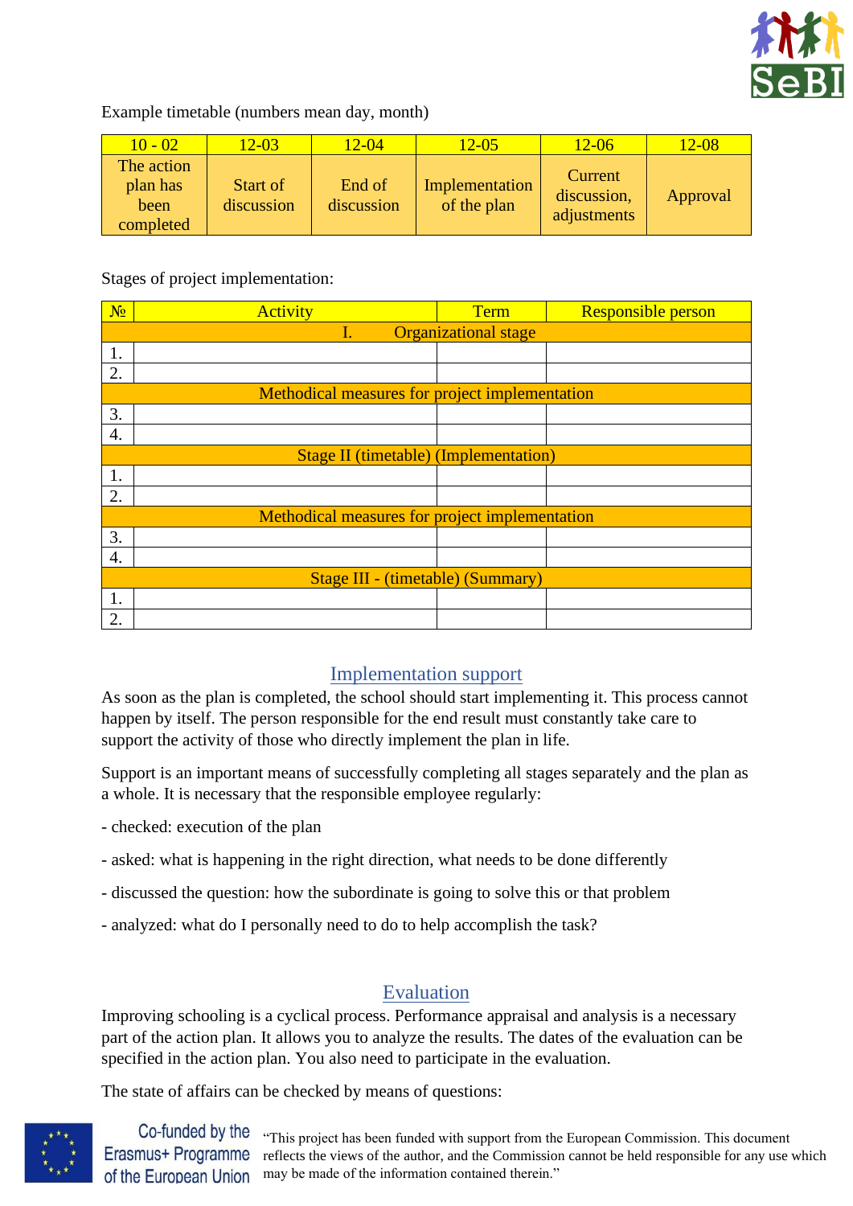Example timetable (numbers mean day, month)

| 10 - 02 | 12-03 | 12-04 | 12-05 | 12-06 | 12-08 |
|---|---|---|---|---|---|
| The action plan has been completed | Start of discussion | End of discussion | Implementation of the plan | Current discussion, adjustments | Approval |

Stages of project implementation:

| № | Activity | Term | Responsible person |
|---|---|---|---|
| I. Organizational stage | | | |
| 1. | | | |
| 2. | | | |
| Methodical measures for project implementation | | | |
| 3. | | | |
| 4. | | | |
| Stage II (timetable) (Implementation) | | | |
| 1. | | | |
| 2. | | | |
| Methodical measures for project implementation | | | |
| 3. | | | |
| 4. | | | |
| Stage III - (timetable) (Summary) | | | |
| 1. | | | |
| 2. | | | |

## Implementation support

As soon as the plan is completed, the school should start implementing it. This process cannot happen by itself. The person responsible for the end result must constantly take care to support the activity of those who directly implement the plan in life.

Support is an important means of successfully completing all stages separately and the plan as a whole. It is necessary that the responsible employee regularly:

- checked: execution of the plan

- asked: what is happening in the right direction, what needs to be done differently

- discussed the question: how the subordinate is going to solve this or that problem

- analyzed: what do I personally need to do to help accomplish the task?

## Evaluation

Improving schooling is a cyclical process. Performance appraisal and analysis is a necessary part of the action plan. It allows you to analyze the results. The dates of the evaluation can be specified in the action plan. You also need to participate in the evaluation.

The state of affairs can be checked by means of questions: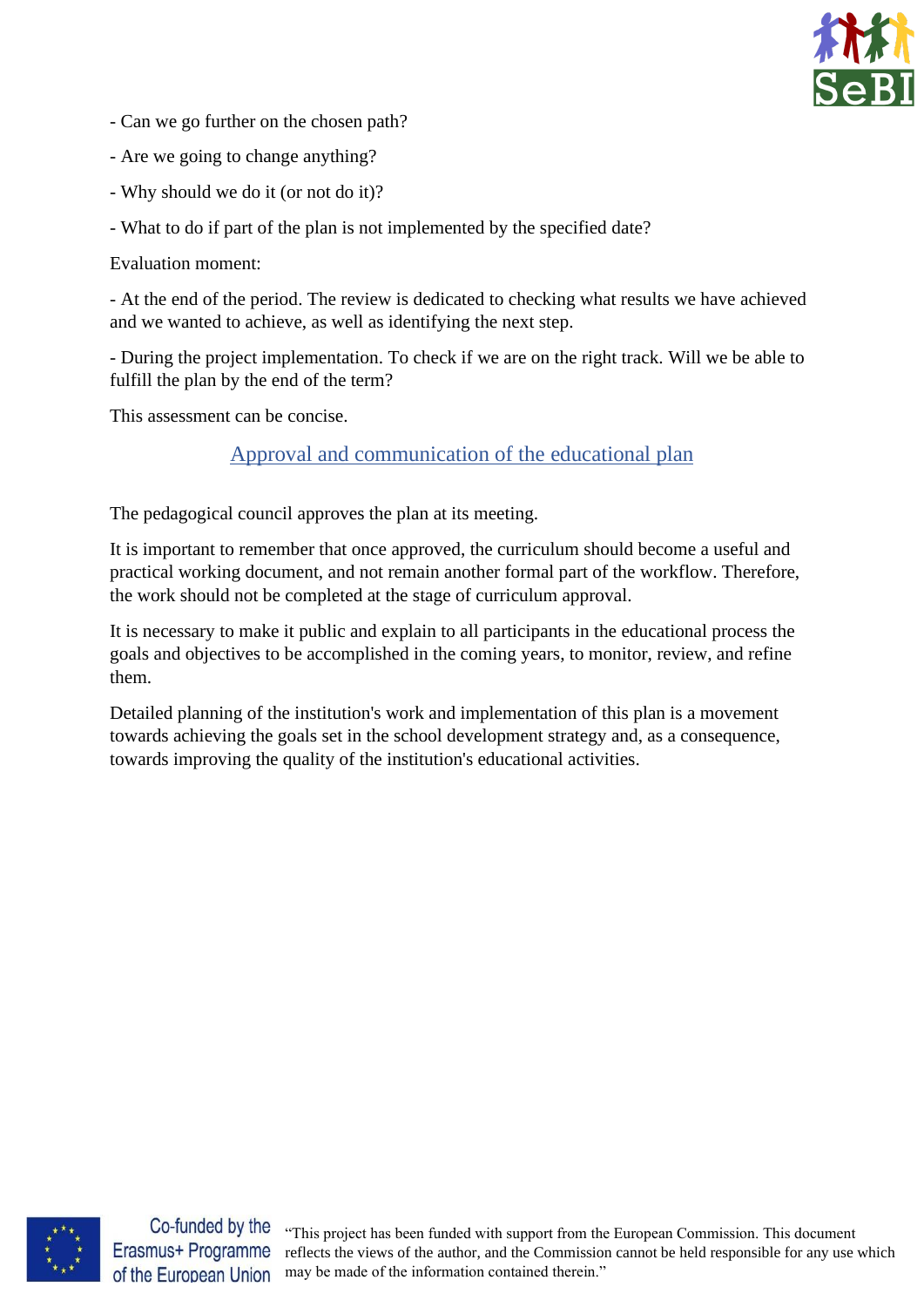- Can we go further on the chosen path?

- Are we going to change anything?

- Why should we do it (or not do it)?

- What to do if part of the plan is not implemented by the specified date?

Evaluation moment:

- At the end of the period. The review is dedicated to checking what results we have achieved and we wanted to achieve, as well as identifying the next step.

- During the project implementation. To check if we are on the right track. Will we be able to fulfill the plan by the end of the term?

This assessment can be concise.

## Approval and communication of the educational plan

The pedagogical council approves the plan at its meeting.

It is important to remember that once approved, the curriculum should become a useful and practical working document, and not remain another formal part of the workflow. Therefore, the work should not be completed at the stage of curriculum approval.

It is necessary to make it public and explain to all participants in the educational process the goals and objectives to be accomplished in the coming years, to monitor, review, and refine them.

Detailed planning of the institution's work and implementation of this plan is a movement towards achieving the goals set in the school development strategy and, as a consequence, towards improving the quality of the institution's educational activities.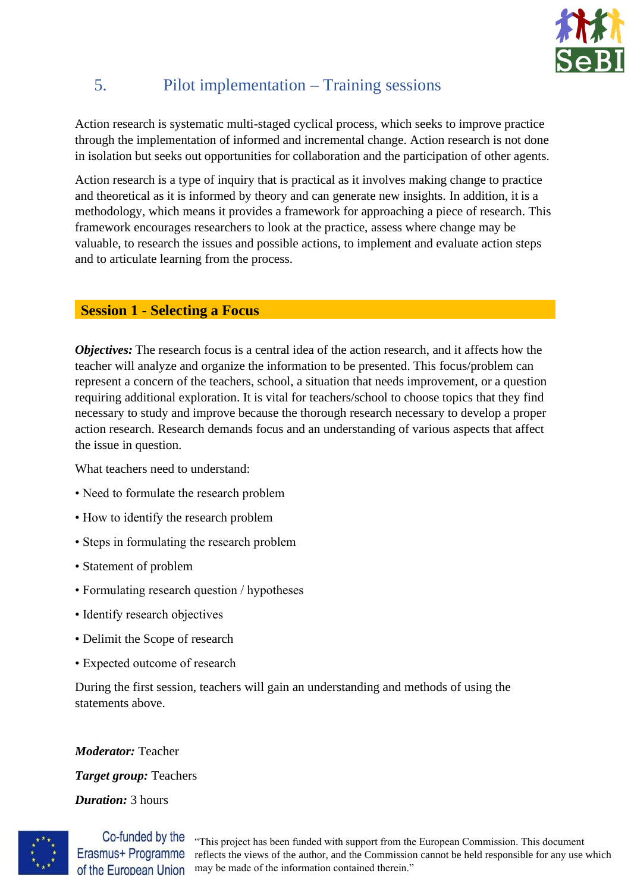# 5. Pilot implementation – Training sessions

Action research is systematic multi-staged cyclical process, which seeks to improve practice through the implementation of informed and incremental change. Action research is not done in isolation but seeks out opportunities for collaboration and the participation of other agents.

Action research is a type of inquiry that is practical as it involves making change to practice and theoretical as it is informed by theory and can generate new insights. In addition, it is a methodology, which means it provides a framework for approaching a piece of research. This framework encourages researchers to look at the practice, assess where change may be valuable, to research the issues and possible actions, to implement and evaluate action steps and to articulate learning from the process.

## Session 1 - Selecting a Focus

***Objectives:*** The research focus is a central idea of the action research, and it affects how the teacher will analyze and organize the information to be presented. This focus/problem can represent a concern of the teachers, school, a situation that needs improvement, or a question requiring additional exploration. It is vital for teachers/school to choose topics that they find necessary to study and improve because the thorough research necessary to develop a proper action research. Research demands focus and an understanding of various aspects that affect the issue in question.

What teachers need to understand:

- Need to formulate the research problem
- How to identify the research problem
- Steps in formulating the research problem
- Statement of problem
- Formulating research question / hypotheses
- Identify research objectives
- Delimit the Scope of research
- Expected outcome of research

During the first session, teachers will gain an understanding and methods of using the statements above.

***Moderator:*** Teacher

***Target group:*** Teachers

***Duration:*** 3 hours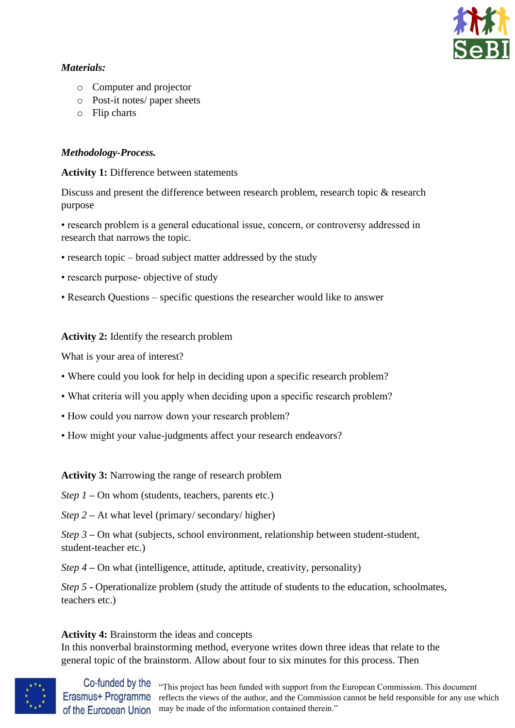***Materials:***

- Computer and projector
- Post-it notes/ paper sheets
- Flip charts

***Methodology-Process.***

**Activity 1:** Difference between statements

Discuss and present the difference between research problem, research topic & research purpose

• research problem is a general educational issue, concern, or controversy addressed in research that narrows the topic.

• research topic – broad subject matter addressed by the study

• research purpose- objective of study

• Research Questions – specific questions the researcher would like to answer

**Activity 2:** Identify the research problem

What is your area of interest?

• Where could you look for help in deciding upon a specific research problem?

• What criteria will you apply when deciding upon a specific research problem?

• How could you narrow down your research problem?

• How might your value-judgments affect your research endeavors?

**Activity 3:** Narrowing the range of research problem

*Step 1* – On whom (students, teachers, parents etc.)

*Step 2* – At what level (primary/ secondary/ higher)

*Step 3* – On what (subjects, school environment, relationship between student-student, student-teacher etc.)

*Step 4* – On what (intelligence, attitude, aptitude, creativity, personality)

*Step 5* - Operationalize problem (study the attitude of students to the education, schoolmates, teachers etc.)

**Activity 4:** Brainstorm the ideas and concepts

In this nonverbal brainstorming method, everyone writes down three ideas that relate to the general topic of the brainstorm. Allow about four to six minutes for this process. Then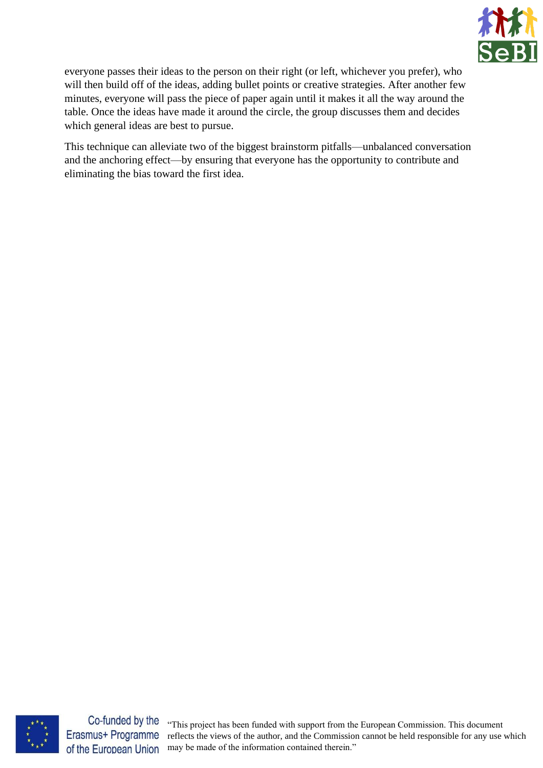everyone passes their ideas to the person on their right (or left, whichever you prefer), who will then build off of the ideas, adding bullet points or creative strategies. After another few minutes, everyone will pass the piece of paper again until it makes it all the way around the table. Once the ideas have made it around the circle, the group discusses them and decides which general ideas are best to pursue.

This technique can alleviate two of the biggest brainstorm pitfalls—unbalanced conversation and the anchoring effect—by ensuring that everyone has the opportunity to contribute and eliminating the bias toward the first idea.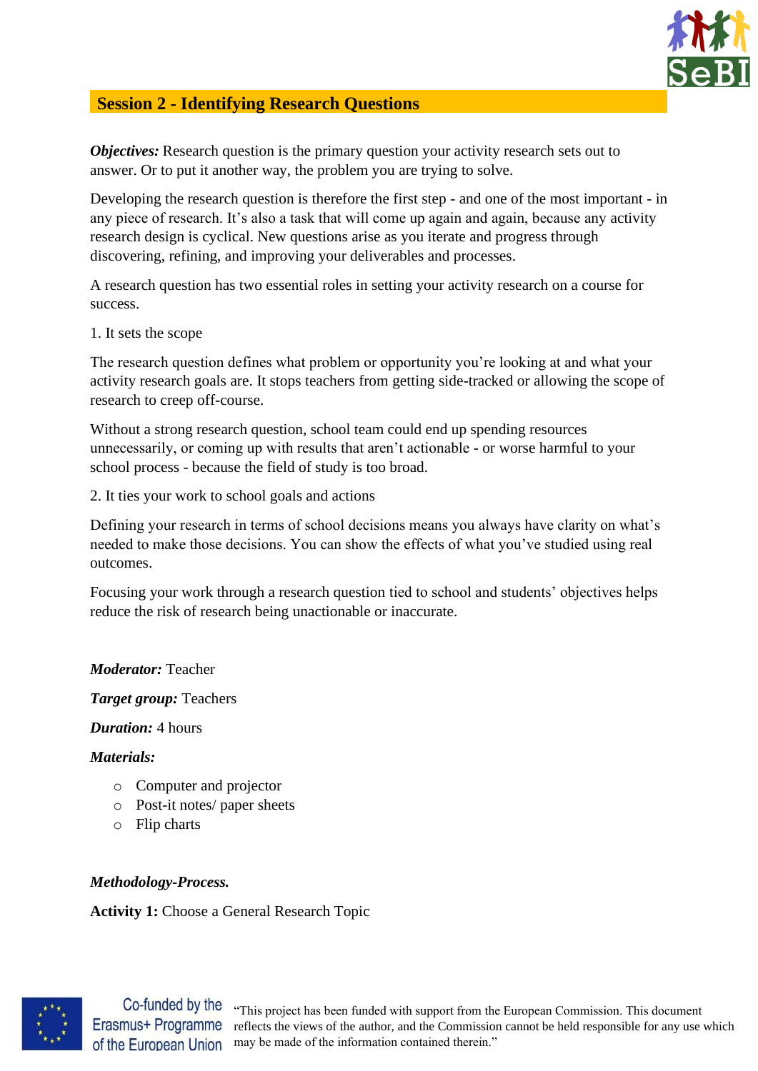## Session 2 - Identifying Research Questions

***Objectives:*** Research question is the primary question your activity research sets out to answer. Or to put it another way, the problem you are trying to solve.

Developing the research question is therefore the first step - and one of the most important - in any piece of research. It's also a task that will come up again and again, because any activity research design is cyclical. New questions arise as you iterate and progress through discovering, refining, and improving your deliverables and processes.

A research question has two essential roles in setting your activity research on a course for success.

1. It sets the scope

The research question defines what problem or opportunity you're looking at and what your activity research goals are. It stops teachers from getting side-tracked or allowing the scope of research to creep off-course.

Without a strong research question, school team could end up spending resources unnecessarily, or coming up with results that aren't actionable - or worse harmful to your school process - because the field of study is too broad.

2. It ties your work to school goals and actions

Defining your research in terms of school decisions means you always have clarity on what's needed to make those decisions. You can show the effects of what you've studied using real outcomes.

Focusing your work through a research question tied to school and students' objectives helps reduce the risk of research being unactionable or inaccurate.

***Moderator:*** Teacher

***Target group:*** Teachers

***Duration:*** 4 hours

***Materials:***

- Computer and projector
- Post-it notes/ paper sheets
- Flip charts

***Methodology-Process.***

**Activity 1:** Choose a General Research Topic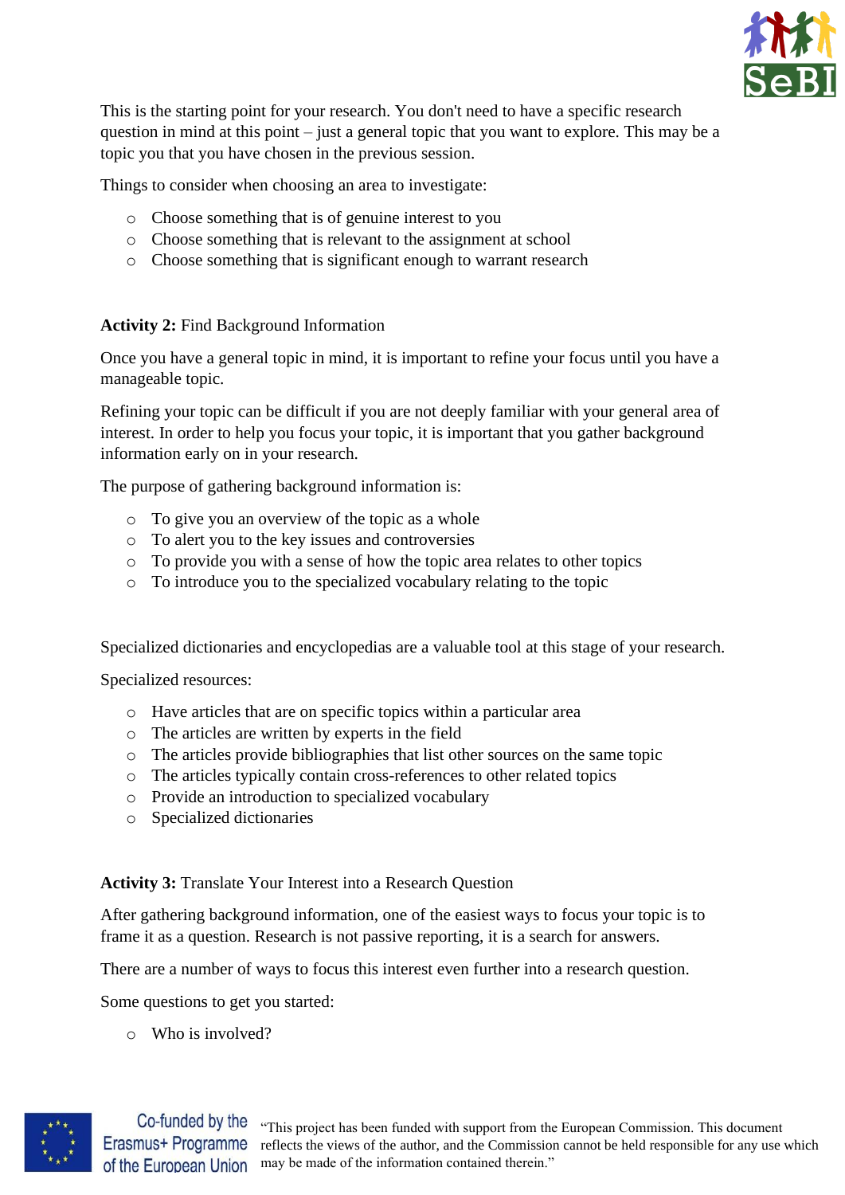This is the starting point for your research. You don't need to have a specific research question in mind at this point – just a general topic that you want to explore. This may be a topic you that you have chosen in the previous session.

Things to consider when choosing an area to investigate:

- Choose something that is of genuine interest to you
- Choose something that is relevant to the assignment at school
- Choose something that is significant enough to warrant research

**Activity 2:** Find Background Information

Once you have a general topic in mind, it is important to refine your focus until you have a manageable topic.

Refining your topic can be difficult if you are not deeply familiar with your general area of interest. In order to help you focus your topic, it is important that you gather background information early on in your research.

The purpose of gathering background information is:

- To give you an overview of the topic as a whole
- To alert you to the key issues and controversies
- To provide you with a sense of how the topic area relates to other topics
- To introduce you to the specialized vocabulary relating to the topic

Specialized dictionaries and encyclopedias are a valuable tool at this stage of your research.

Specialized resources:

- Have articles that are on specific topics within a particular area
- The articles are written by experts in the field
- The articles provide bibliographies that list other sources on the same topic
- The articles typically contain cross-references to other related topics
- Provide an introduction to specialized vocabulary
- Specialized dictionaries

**Activity 3:** Translate Your Interest into a Research Question

After gathering background information, one of the easiest ways to focus your topic is to frame it as a question. Research is not passive reporting, it is a search for answers.

There are a number of ways to focus this interest even further into a research question.

Some questions to get you started:

- Who is involved?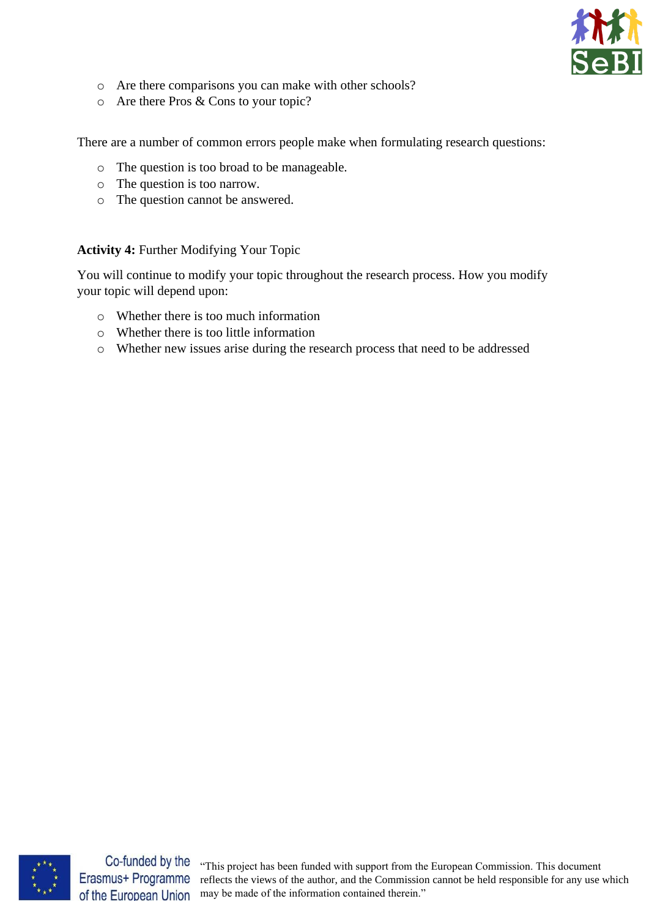- Are there comparisons you can make with other schools?
- Are there Pros & Cons to your topic?

There are a number of common errors people make when formulating research questions:

- The question is too broad to be manageable.
- The question is too narrow.
- The question cannot be answered.

**Activity 4:** Further Modifying Your Topic

You will continue to modify your topic throughout the research process. How you modify your topic will depend upon:

- Whether there is too much information
- Whether there is too little information
- Whether new issues arise during the research process that need to be addressed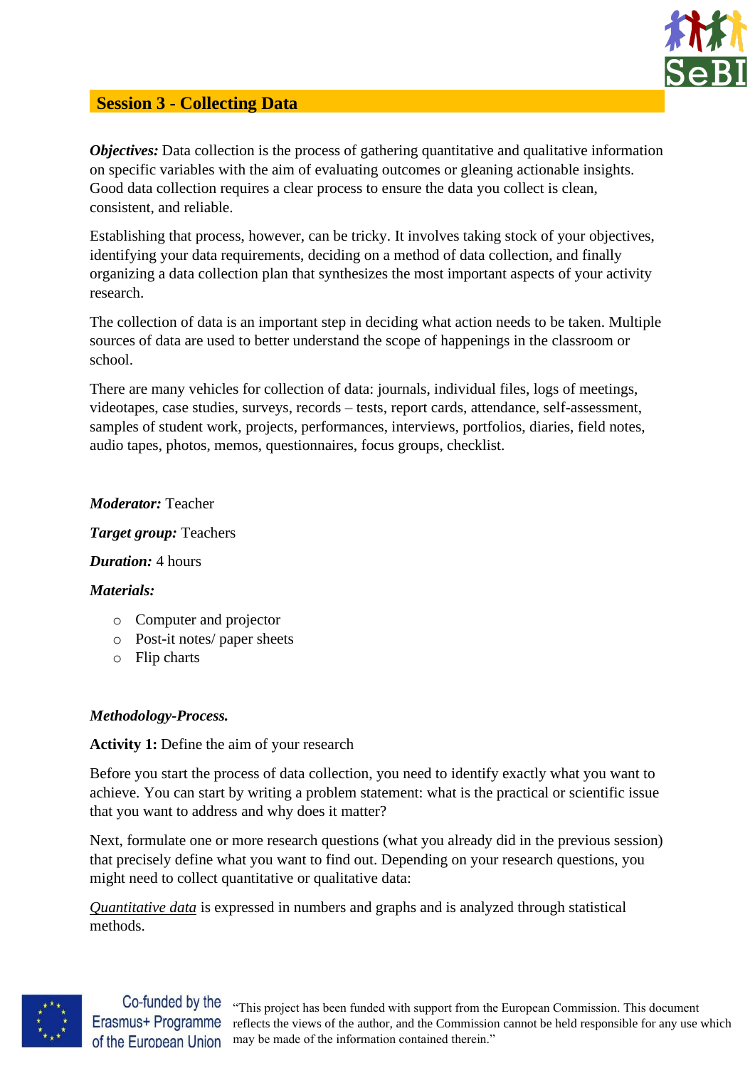## Session 3 - Collecting Data

***Objectives:*** Data collection is the process of gathering quantitative and qualitative information on specific variables with the aim of evaluating outcomes or gleaning actionable insights. Good data collection requires a clear process to ensure the data you collect is clean, consistent, and reliable.

Establishing that process, however, can be tricky. It involves taking stock of your objectives, identifying your data requirements, deciding on a method of data collection, and finally organizing a data collection plan that synthesizes the most important aspects of your activity research.

The collection of data is an important step in deciding what action needs to be taken. Multiple sources of data are used to better understand the scope of happenings in the classroom or school.

There are many vehicles for collection of data: journals, individual files, logs of meetings, videotapes, case studies, surveys, records – tests, report cards, attendance, self-assessment, samples of student work, projects, performances, interviews, portfolios, diaries, field notes, audio tapes, photos, memos, questionnaires, focus groups, checklist.

***Moderator:*** Teacher

***Target group:*** Teachers

***Duration:*** 4 hours

***Materials:***

- Computer and projector
- Post-it notes/ paper sheets
- Flip charts

***Methodology-Process.***

**Activity 1:** Define the aim of your research

Before you start the process of data collection, you need to identify exactly what you want to achieve. You can start by writing a problem statement: what is the practical or scientific issue that you want to address and why does it matter?

Next, formulate one or more research questions (what you already did in the previous session) that precisely define what you want to find out. Depending on your research questions, you might need to collect quantitative or qualitative data:

*Quantitative data* is expressed in numbers and graphs and is analyzed through statistical methods.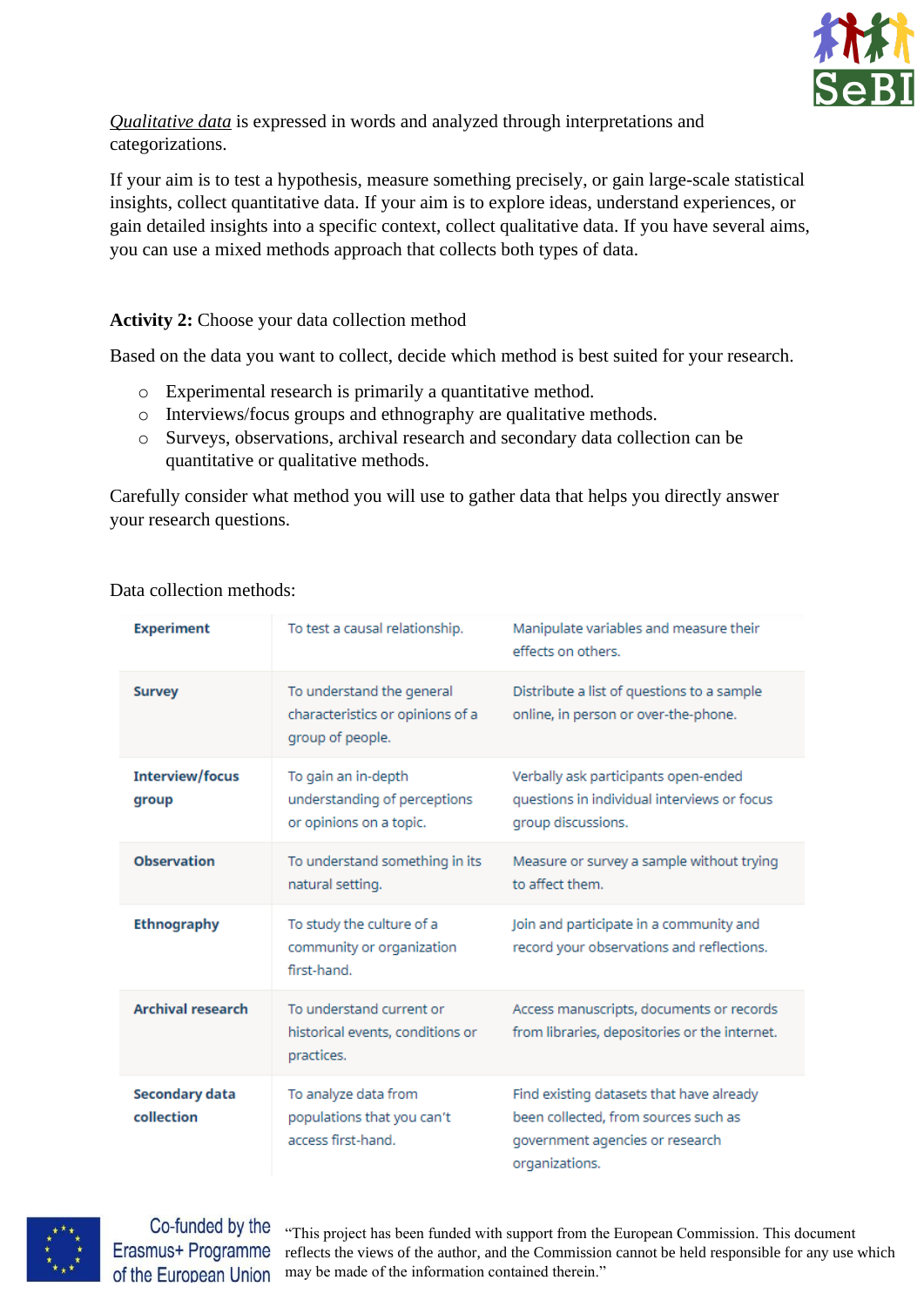*Qualitative data* is expressed in words and analyzed through interpretations and categorizations.

If your aim is to test a hypothesis, measure something precisely, or gain large-scale statistical insights, collect quantitative data. If your aim is to explore ideas, understand experiences, or gain detailed insights into a specific context, collect qualitative data. If you have several aims, you can use a mixed methods approach that collects both types of data.

**Activity 2:** Choose your data collection method

Based on the data you want to collect, decide which method is best suited for your research.

- Experimental research is primarily a quantitative method.
- Interviews/focus groups and ethnography are qualitative methods.
- Surveys, observations, archival research and secondary data collection can be quantitative or qualitative methods.

Carefully consider what method you will use to gather data that helps you directly answer your research questions.

Data collection methods:

| | | |
|---|---|---|
| **Experiment** | To test a causal relationship. | Manipulate variables and measure their effects on others. |
| **Survey** | To understand the general characteristics or opinions of a group of people. | Distribute a list of questions to a sample online, in person or over-the-phone. |
| **Interview/focus group** | To gain an in-depth understanding of perceptions or opinions on a topic. | Verbally ask participants open-ended questions in individual interviews or focus group discussions. |
| **Observation** | To understand something in its natural setting. | Measure or survey a sample without trying to affect them. |
| **Ethnography** | To study the culture of a community or organization first-hand. | Join and participate in a community and record your observations and reflections. |
| **Archival research** | To understand current or historical events, conditions or practices. | Access manuscripts, documents or records from libraries, depositories or the internet. |
| **Secondary data collection** | To analyze data from populations that you can't access first-hand. | Find existing datasets that have already been collected, from sources such as government agencies or research organizations. |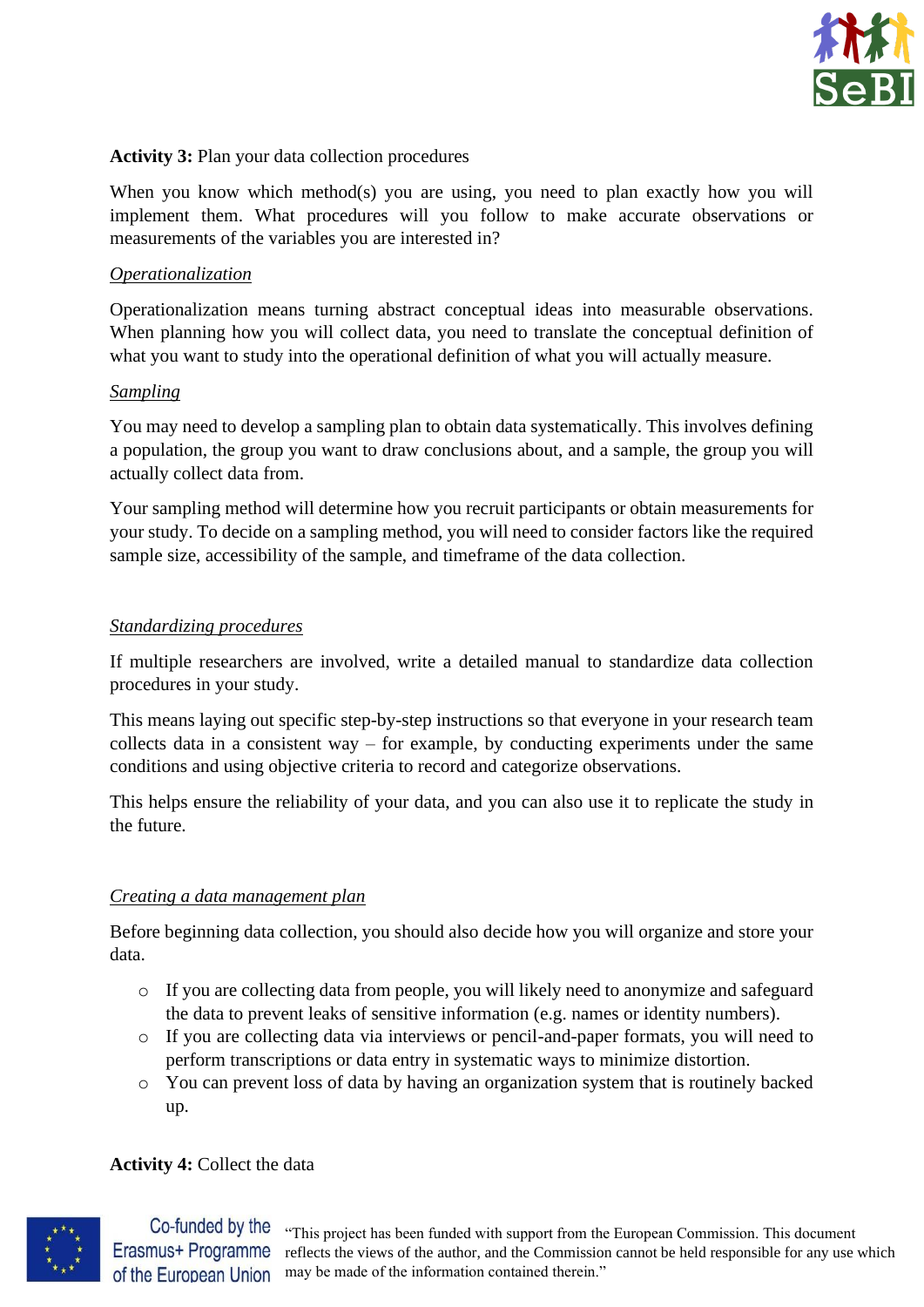**Activity 3:** Plan your data collection procedures

When you know which method(s) you are using, you need to plan exactly how you will implement them. What procedures will you follow to make accurate observations or measurements of the variables you are interested in?

*Operationalization*

Operationalization means turning abstract conceptual ideas into measurable observations. When planning how you will collect data, you need to translate the conceptual definition of what you want to study into the operational definition of what you will actually measure.

*Sampling*

You may need to develop a sampling plan to obtain data systematically. This involves defining a population, the group you want to draw conclusions about, and a sample, the group you will actually collect data from.

Your sampling method will determine how you recruit participants or obtain measurements for your study. To decide on a sampling method, you will need to consider factors like the required sample size, accessibility of the sample, and timeframe of the data collection.

*Standardizing procedures*

If multiple researchers are involved, write a detailed manual to standardize data collection procedures in your study.

This means laying out specific step-by-step instructions so that everyone in your research team collects data in a consistent way – for example, by conducting experiments under the same conditions and using objective criteria to record and categorize observations.

This helps ensure the reliability of your data, and you can also use it to replicate the study in the future.

*Creating a data management plan*

Before beginning data collection, you should also decide how you will organize and store your data.

- If you are collecting data from people, you will likely need to anonymize and safeguard the data to prevent leaks of sensitive information (e.g. names or identity numbers).
- If you are collecting data via interviews or pencil-and-paper formats, you will need to perform transcriptions or data entry in systematic ways to minimize distortion.
- You can prevent loss of data by having an organization system that is routinely backed up.

**Activity 4:** Collect the data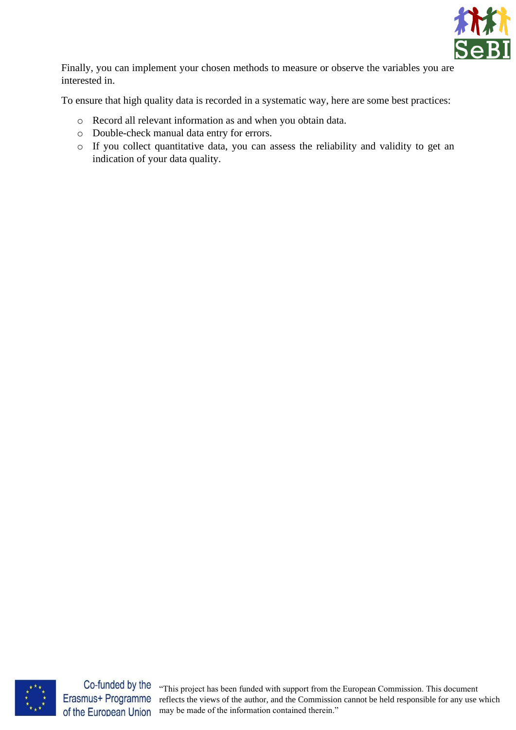Finally, you can implement your chosen methods to measure or observe the variables you are interested in.

To ensure that high quality data is recorded in a systematic way, here are some best practices:

- Record all relevant information as and when you obtain data.
- Double-check manual data entry for errors.
- If you collect quantitative data, you can assess the reliability and validity to get an indication of your data quality.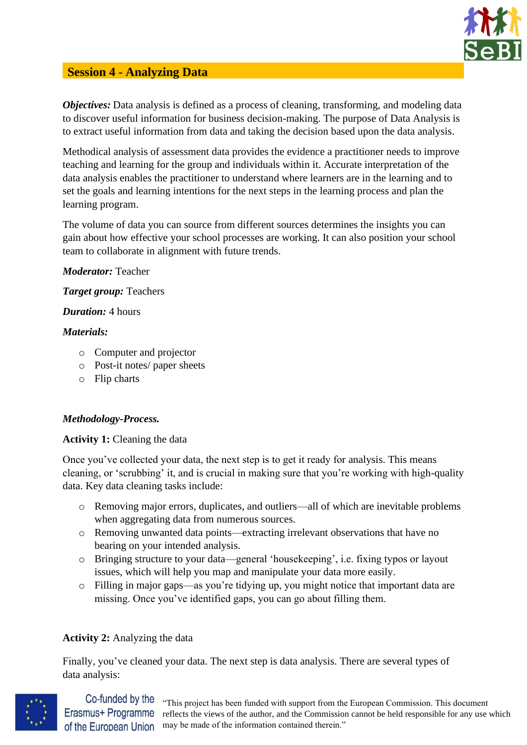## Session 4 - Analyzing Data

***Objectives:*** Data analysis is defined as a process of cleaning, transforming, and modeling data to discover useful information for business decision-making. The purpose of Data Analysis is to extract useful information from data and taking the decision based upon the data analysis.

Methodical analysis of assessment data provides the evidence a practitioner needs to improve teaching and learning for the group and individuals within it. Accurate interpretation of the data analysis enables the practitioner to understand where learners are in the learning and to set the goals and learning intentions for the next steps in the learning process and plan the learning program.

The volume of data you can source from different sources determines the insights you can gain about how effective your school processes are working. It can also position your school team to collaborate in alignment with future trends.

***Moderator:*** Teacher

***Target group:*** Teachers

***Duration:*** 4 hours

***Materials:***

- Computer and projector
- Post-it notes/ paper sheets
- Flip charts

***Methodology-Process.***

**Activity 1:** Cleaning the data

Once you've collected your data, the next step is to get it ready for analysis. This means cleaning, or 'scrubbing' it, and is crucial in making sure that you're working with high-quality data. Key data cleaning tasks include:

- Removing major errors, duplicates, and outliers—all of which are inevitable problems when aggregating data from numerous sources.
- Removing unwanted data points—extracting irrelevant observations that have no bearing on your intended analysis.
- Bringing structure to your data—general 'housekeeping', i.e. fixing typos or layout issues, which will help you map and manipulate your data more easily.
- Filling in major gaps—as you're tidying up, you might notice that important data are missing. Once you've identified gaps, you can go about filling them.

**Activity 2:** Analyzing the data

Finally, you've cleaned your data. The next step is data analysis. There are several types of data analysis: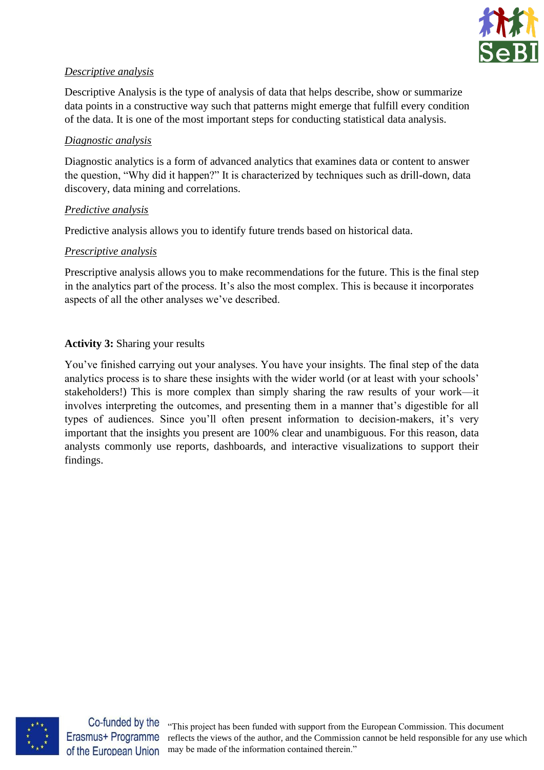*Descriptive analysis*

Descriptive Analysis is the type of analysis of data that helps describe, show or summarize data points in a constructive way such that patterns might emerge that fulfill every condition of the data. It is one of the most important steps for conducting statistical data analysis.

*Diagnostic analysis*

Diagnostic analytics is a form of advanced analytics that examines data or content to answer the question, "Why did it happen?" It is characterized by techniques such as drill-down, data discovery, data mining and correlations.

*Predictive analysis*

Predictive analysis allows you to identify future trends based on historical data.

*Prescriptive analysis*

Prescriptive analysis allows you to make recommendations for the future. This is the final step in the analytics part of the process. It's also the most complex. This is because it incorporates aspects of all the other analyses we've described.

**Activity 3:** Sharing your results

You've finished carrying out your analyses. You have your insights. The final step of the data analytics process is to share these insights with the wider world (or at least with your schools' stakeholders!) This is more complex than simply sharing the raw results of your work—it involves interpreting the outcomes, and presenting them in a manner that's digestible for all types of audiences. Since you'll often present information to decision-makers, it's very important that the insights you present are 100% clear and unambiguous. For this reason, data analysts commonly use reports, dashboards, and interactive visualizations to support their findings.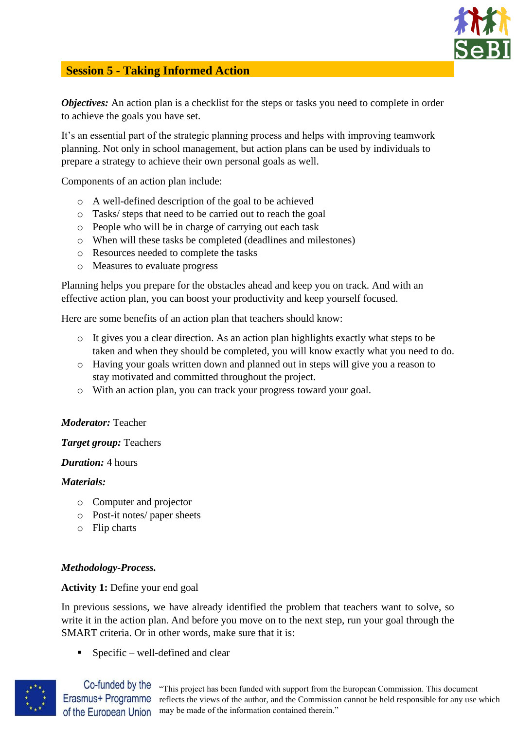## Session 5 - Taking Informed Action

***Objectives:*** An action plan is a checklist for the steps or tasks you need to complete in order to achieve the goals you have set.

It's an essential part of the strategic planning process and helps with improving teamwork planning. Not only in school management, but action plans can be used by individuals to prepare a strategy to achieve their own personal goals as well.

Components of an action plan include:

- A well-defined description of the goal to be achieved
- Tasks/ steps that need to be carried out to reach the goal
- People who will be in charge of carrying out each task
- When will these tasks be completed (deadlines and milestones)
- Resources needed to complete the tasks
- Measures to evaluate progress

Planning helps you prepare for the obstacles ahead and keep you on track. And with an effective action plan, you can boost your productivity and keep yourself focused.

Here are some benefits of an action plan that teachers should know:

- It gives you a clear direction. As an action plan highlights exactly what steps to be taken and when they should be completed, you will know exactly what you need to do.
- Having your goals written down and planned out in steps will give you a reason to stay motivated and committed throughout the project.
- With an action plan, you can track your progress toward your goal.

***Moderator:*** Teacher

***Target group:*** Teachers

***Duration:*** 4 hours

***Materials:***

- Computer and projector
- Post-it notes/ paper sheets
- Flip charts

***Methodology-Process.***

**Activity 1:** Define your end goal

In previous sessions, we have already identified the problem that teachers want to solve, so write it in the action plan. And before you move on to the next step, run your goal through the SMART criteria. Or in other words, make sure that it is:

- Specific – well-defined and clear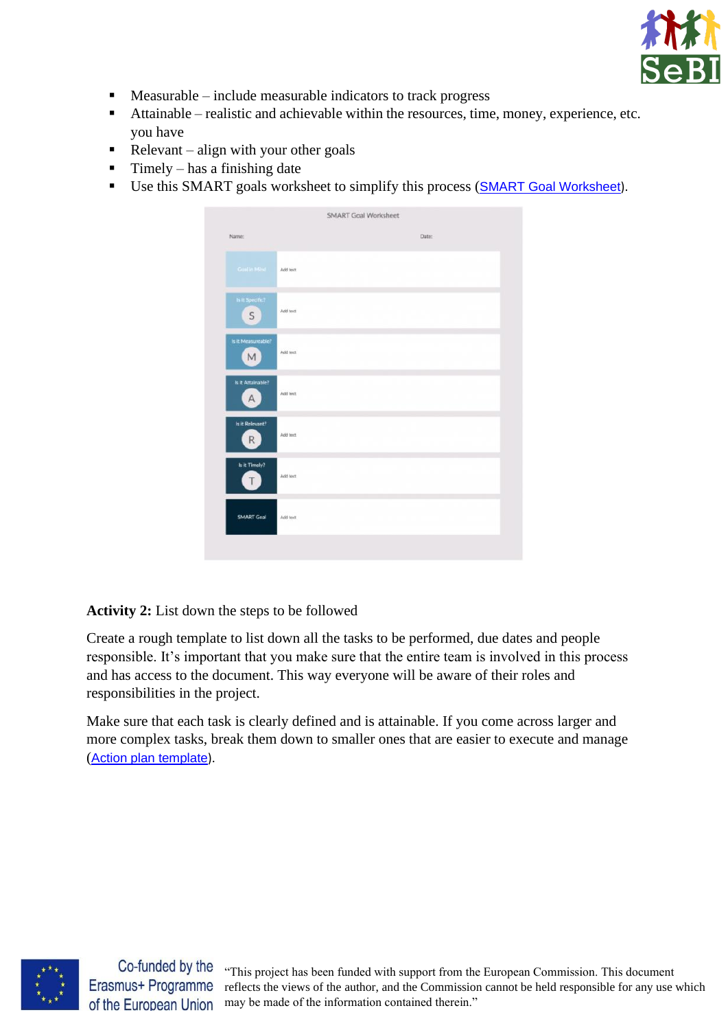- Measurable – include measurable indicators to track progress
- Attainable – realistic and achievable within the resources, time, money, experience, etc. you have
- Relevant – align with your other goals
- Timely – has a finishing date
- Use this SMART goals worksheet to simplify this process (SMART Goal Worksheet).

| SMART Goal Worksheet | |
|---|---|
| Name: | Date: |
| Goal in Mind | Add text |
| Is it Specific? S | Add text |
| Is it Measureable? M | Add text |
| Is it Attainable? A | Add text |
| Is it Relevant? R | Add text |
| Is it Timely? T | Add text |
| SMART Goal | Add text |

**Activity 2:** List down the steps to be followed

Create a rough template to list down all the tasks to be performed, due dates and people responsible. It's important that you make sure that the entire team is involved in this process and has access to the document. This way everyone will be aware of their roles and responsibilities in the project.

Make sure that each task is clearly defined and is attainable. If you come across larger and more complex tasks, break them down to smaller ones that are easier to execute and manage (Action plan template).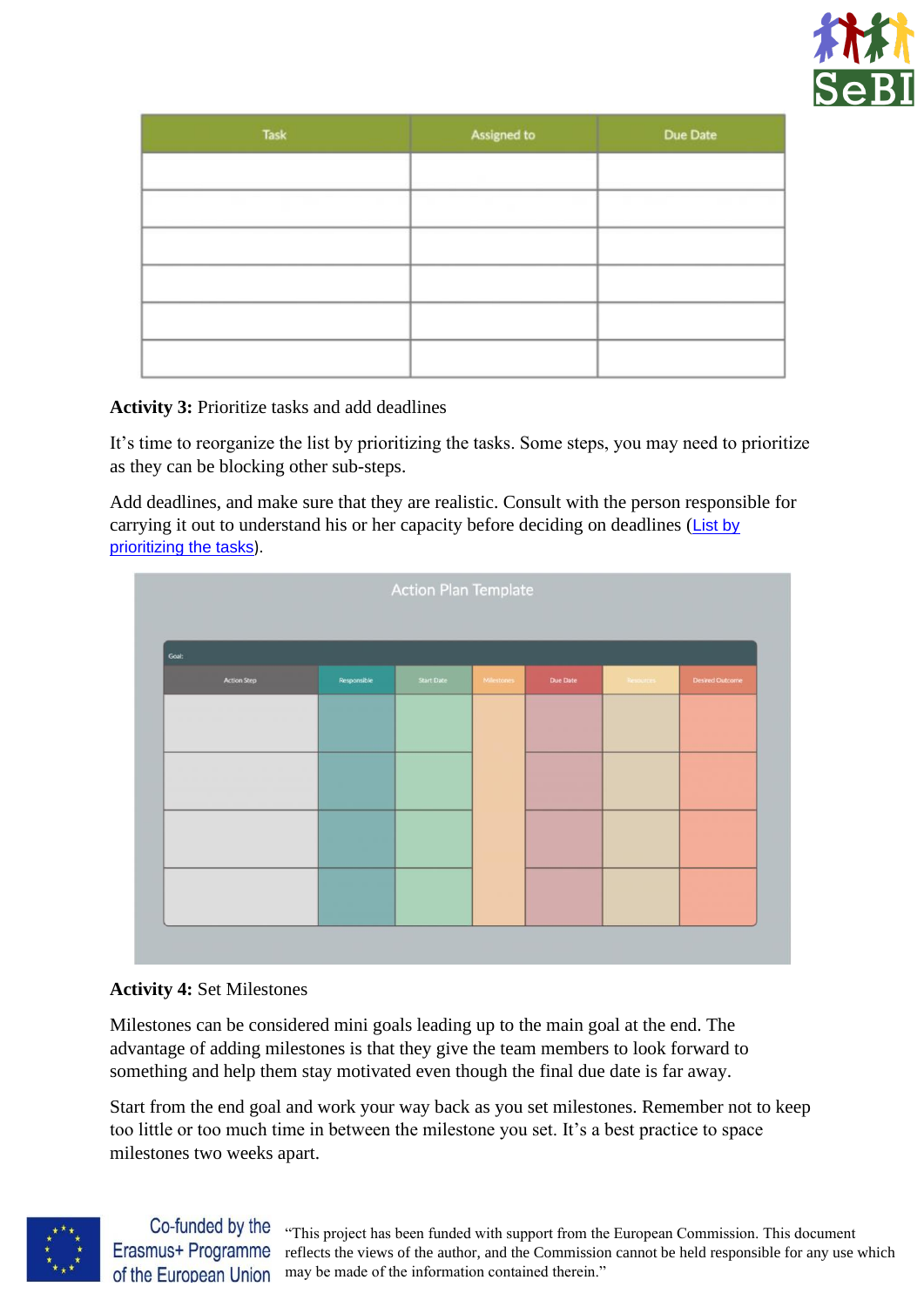| Task | Assigned to | Due Date |
| --- | --- | --- |
| | | |
| | | |
| | | |
| | | |
| | | |
| | | |

**Activity 3:** Prioritize tasks and add deadlines

It's time to reorganize the list by prioritizing the tasks. Some steps, you may need to prioritize as they can be blocking other sub-steps.

Add deadlines, and make sure that they are realistic. Consult with the person responsible for carrying it out to understand his or her capacity before deciding on deadlines (List by prioritizing the tasks).

Action Plan Template

| Goal: | | | | | | |
| --- | --- | --- | --- | --- | --- | --- |
| Action Step | Responsible | Start Date | Milestones | Due Date | Resources | Desired Outcome |
| | | | | | | |
| | | | | | | |
| | | | | | | |
| | | | | | | |

**Activity 4:** Set Milestones

Milestones can be considered mini goals leading up to the main goal at the end. The advantage of adding milestones is that they give the team members to look forward to something and help them stay motivated even though the final due date is far away.

Start from the end goal and work your way back as you set milestones. Remember not to keep too little or too much time in between the milestone you set. It's a best practice to space milestones two weeks apart.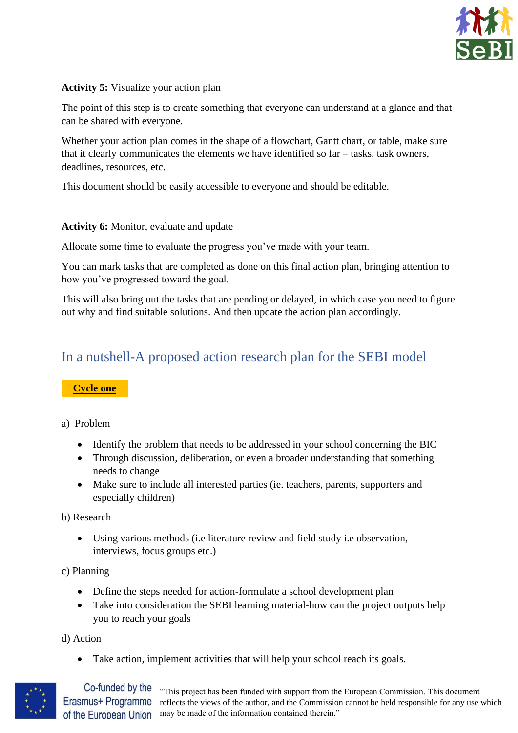**Activity 5:** Visualize your action plan

The point of this step is to create something that everyone can understand at a glance and that can be shared with everyone.

Whether your action plan comes in the shape of a flowchart, Gantt chart, or table, make sure that it clearly communicates the elements we have identified so far – tasks, task owners, deadlines, resources, etc.

This document should be easily accessible to everyone and should be editable.

**Activity 6:** Monitor, evaluate and update

Allocate some time to evaluate the progress you've made with your team.

You can mark tasks that are completed as done on this final action plan, bringing attention to how you've progressed toward the goal.

This will also bring out the tasks that are pending or delayed, in which case you need to figure out why and find suitable solutions. And then update the action plan accordingly.

## In a nutshell-A proposed action research plan for the SEBI model

**Cycle one**

a) Problem

- Identify the problem that needs to be addressed in your school concerning the BIC
- Through discussion, deliberation, or even a broader understanding that something needs to change
- Make sure to include all interested parties (ie. teachers, parents, supporters and especially children)

b) Research

- Using various methods (i.e literature review and field study i.e observation, interviews, focus groups etc.)

c) Planning

- Define the steps needed for action-formulate a school development plan
- Take into consideration the SEBI learning material-how can the project outputs help you to reach your goals

d) Action

- Take action, implement activities that will help your school reach its goals.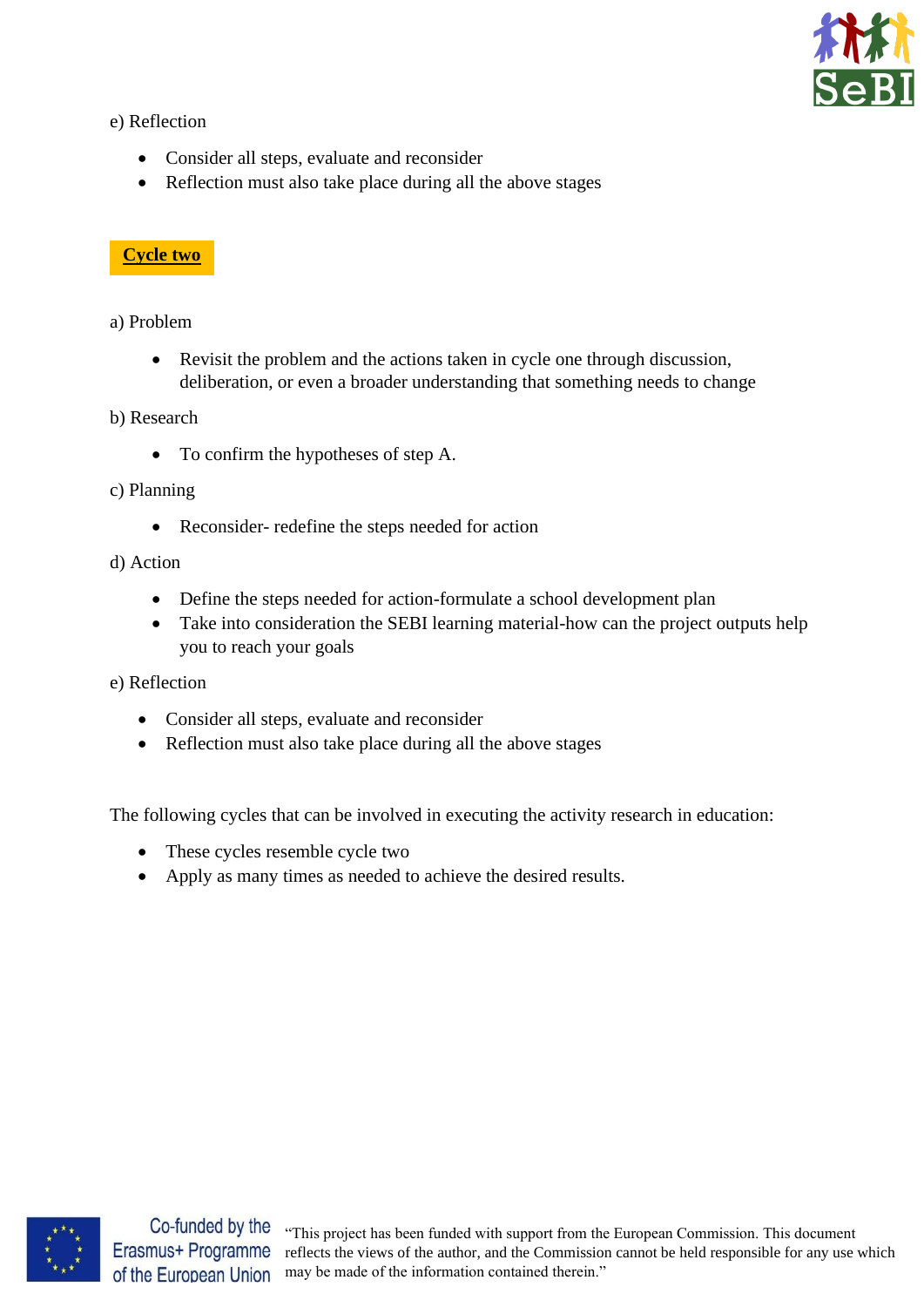e) Reflection

- Consider all steps, evaluate and reconsider
- Reflection must also take place during all the above stages

**Cycle two**

a) Problem

- Revisit the problem and the actions taken in cycle one through discussion, deliberation, or even a broader understanding that something needs to change

b) Research

- To confirm the hypotheses of step A.

c) Planning

- Reconsider- redefine the steps needed for action

d) Action

- Define the steps needed for action-formulate a school development plan
- Take into consideration the SEBI learning material-how can the project outputs help you to reach your goals

e) Reflection

- Consider all steps, evaluate and reconsider
- Reflection must also take place during all the above stages

The following cycles that can be involved in executing the activity research in education:

- These cycles resemble cycle two
- Apply as many times as needed to achieve the desired results.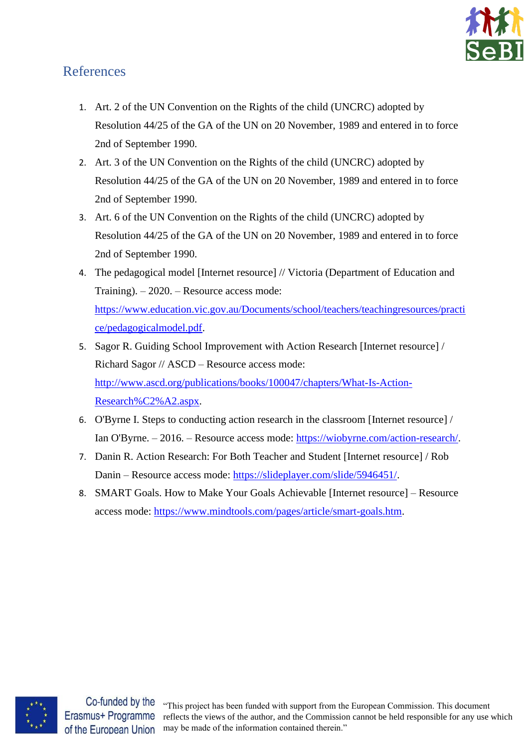## References

1. Art. 2 of the UN Convention on the Rights of the child (UNCRC) adopted by Resolution 44/25 of the GA of the UN on 20 November, 1989 and entered in to force 2nd of September 1990.
2. Art. 3 of the UN Convention on the Rights of the child (UNCRC) adopted by Resolution 44/25 of the GA of the UN on 20 November, 1989 and entered in to force 2nd of September 1990.
3. Art. 6 of the UN Convention on the Rights of the child (UNCRC) adopted by Resolution 44/25 of the GA of the UN on 20 November, 1989 and entered in to force 2nd of September 1990.
4. The pedagogical model [Internet resource] // Victoria (Department of Education and Training). – 2020. – Resource access mode: https://www.education.vic.gov.au/Documents/school/teachers/teachingresources/practice/pedagogicalmodel.pdf.
5. Sagor R. Guiding School Improvement with Action Research [Internet resource] / Richard Sagor // ASCD – Resource access mode: http://www.ascd.org/publications/books/100047/chapters/What-Is-Action-Research%C2%A2.aspx.
6. O'Byrne I. Steps to conducting action research in the classroom [Internet resource] / Ian O'Byrne. – 2016. – Resource access mode: https://wiobyrne.com/action-research/.
7. Danin R. Action Research: For Both Teacher and Student [Internet resource] / Rob Danin – Resource access mode: https://slideplayer.com/slide/5946451/.
8. SMART Goals. How to Make Your Goals Achievable [Internet resource] – Resource access mode: https://www.mindtools.com/pages/article/smart-goals.htm.

Co-funded by the Erasmus+ Programme of the European Union

"This project has been funded with support from the European Commission. This document reflects the views of the author, and the Commission cannot be held responsible for any use which may be made of the information contained therein."